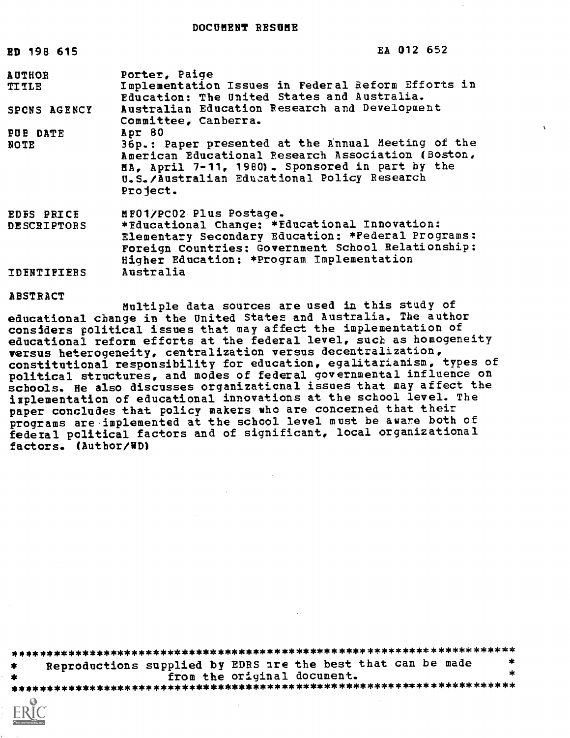DOCUMENT RESUME

| | |
|---|---|
| ED 198 615 | EA 012 652 |
| AUTHOR | Porter, Paige |
| TITLE | Implementation Issues in Federal Reform Efforts in Education: The United States and Australia. |
| SPONS AGENCY | Australian Education Research and Development Committee, Canberra. |
| PUB DATE | Apr 80 |
| NOTE | 36p.: Paper presented at the Annual Meeting of the American Educational Research Association (Boston, MA, April 7-11, 1980). Sponsored in part by the U.S./Australian Educational Policy Research Project. |
| EDRS PRICE | MF01/PC02 Plus Postage. |
| DESCRIPTORS | *Educational Change: *Educational Innovation: Elementary Secondary Education: *Federal Programs: Foreign Countries: Government School Relationship: Higher Education; *Program Implementation |
| IDENTIFIERS | Australia |

ABSTRACT

Multiple data sources are used in this study of educational change in the United States and Australia. The author considers political issues that may affect the implementation of educational reform efforts at the federal level, such as homogeneity versus heterogeneity, centralization versus decentralization, constitutional responsibility for education, egalitarianism, types of political structures, and modes of federal governmental influence on schools. He also discusses organizational issues that may affect the implementation of educational innovations at the school level. The paper concludes that policy makers who are concerned that their programs are implemented at the school level must be aware both of federal political factors and of significant, local organizational factors. (Author/WD)

***********************************************************************
* Reproductions supplied by EDRS are the best that can be made *
* from the original document. *
***********************************************************************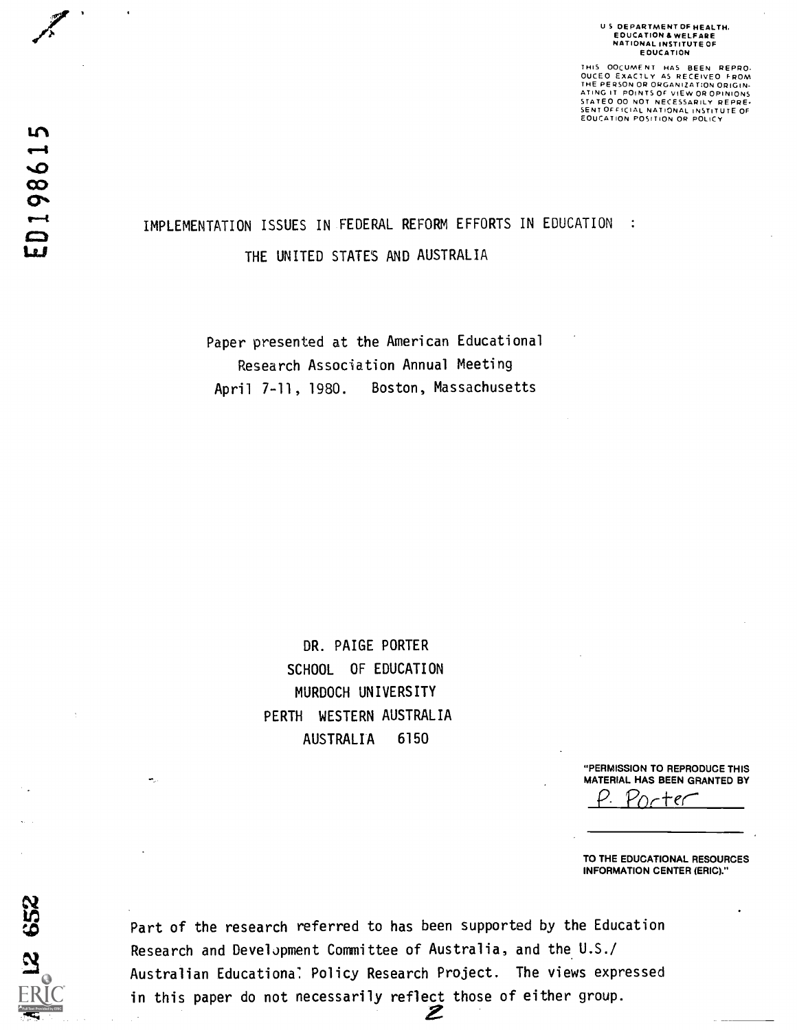U S DEPARTMENT OF HEALTH, EDUCATION & WELFARE NATIONAL INSTITUTE OF EDUCATION

THIS DOCUMENT HAS BEEN REPRODUCED EXACTLY AS RECEIVED FROM THE PERSON OR ORGANIZATION ORIGINATING IT. POINTS OF VIEW OR OPINIONS STATED DO NOT NECESSARILY REPRESENT OFFICIAL NATIONAL INSTITUTE OF EDUCATION POSITION OR POLICY

ED198615

# IMPLEMENTATION ISSUES IN FEDERAL REFORM EFFORTS IN EDUCATION : THE UNITED STATES AND AUSTRALIA

Paper presented at the American Educational Research Association Annual Meeting April 7-11, 1980. Boston, Massachusetts

DR. PAIGE PORTER
SCHOOL OF EDUCATION
MURDOCH UNIVERSITY
PERTH WESTERN AUSTRALIA
AUSTRALIA 6150

"PERMISSION TO REPRODUCE THIS MATERIAL HAS BEEN GRANTED BY
P. Porter
TO THE EDUCATIONAL RESOURCES INFORMATION CENTER (ERIC)."

Part of the research referred to has been supported by the Education Research and Development Committee of Australia, and the U.S./Australian Educational Policy Research Project. The views expressed in this paper do not necessarily reflect those of either group.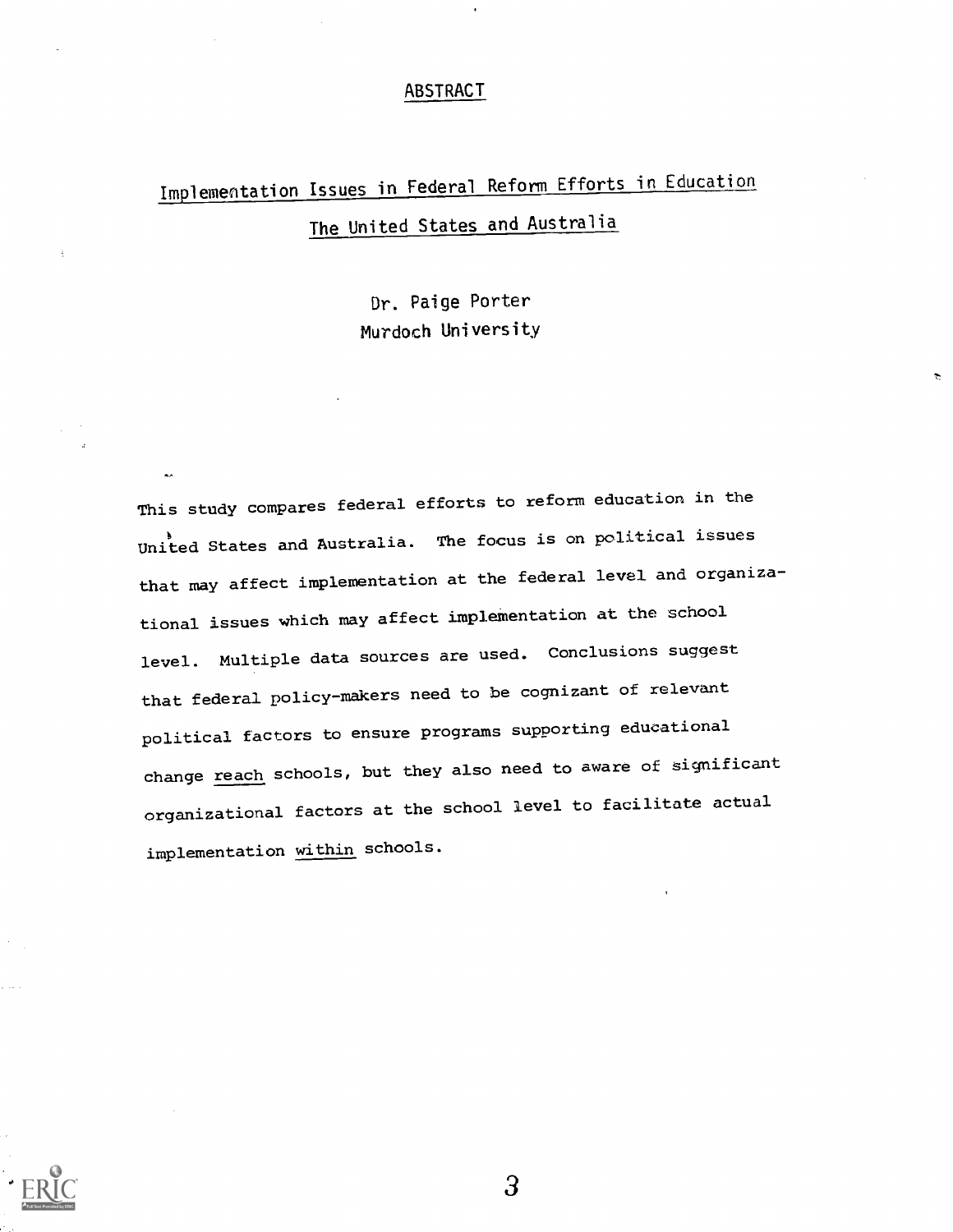# ABSTRACT

## Implementation Issues in Federal Reform Efforts in Education

## The United States and Australia

Dr. Paige Porter
Murdoch University

This study compares federal efforts to reform education in the United States and Australia. The focus is on political issues that may affect implementation at the federal level and organizational issues which may affect implementation at the school level. Multiple data sources are used. Conclusions suggest that federal policy-makers need to be cognizant of relevant political factors to ensure programs supporting educational change reach schools, but they also need to aware of significant organizational factors at the school level to facilitate actual implementation within schools.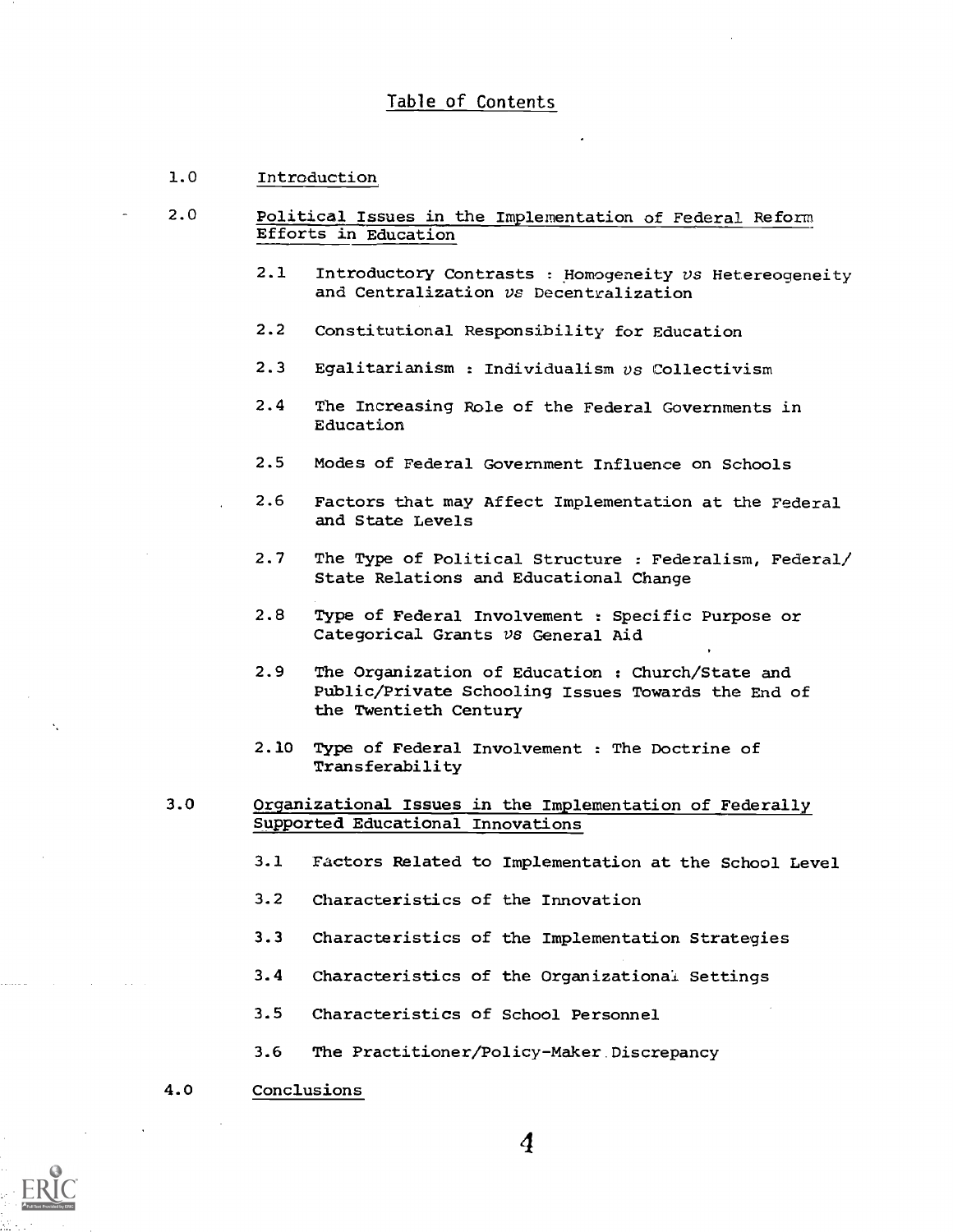## Table of Contents

1.0 Introduction

2.0 Political Issues in the Implementation of Federal Reform Efforts in Education

- 2.1 Introductory Contrasts : Homogeneity *vs* Hetereogeneity and Centralization *vs* Decentralization
- 2.2 Constitutional Responsibility for Education
- 2.3 Egalitarianism : Individualism *vs* Collectivism
- 2.4 The Increasing Role of the Federal Governments in Education
- 2.5 Modes of Federal Government Influence on Schools
- 2.6 Factors that may Affect Implementation at the Federal and State Levels
- 2.7 The Type of Political Structure : Federalism, Federal/State Relations and Educational Change
- 2.8 Type of Federal Involvement : Specific Purpose or Categorical Grants *vs* General Aid
- 2.9 The Organization of Education : Church/State and Public/Private Schooling Issues Towards the End of the Twentieth Century
- 2.10 Type of Federal Involvement : The Doctrine of Transferability

3.0 Organizational Issues in the Implementation of Federally Supported Educational Innovations

- 3.1 Factors Related to Implementation at the School Level
- 3.2 Characteristics of the Innovation
- 3.3 Characteristics of the Implementation Strategies
- 3.4 Characteristics of the Organizational Settings
- 3.5 Characteristics of School Personnel
- 3.6 The Practitioner/Policy-Maker Discrepancy

4.0 Conclusions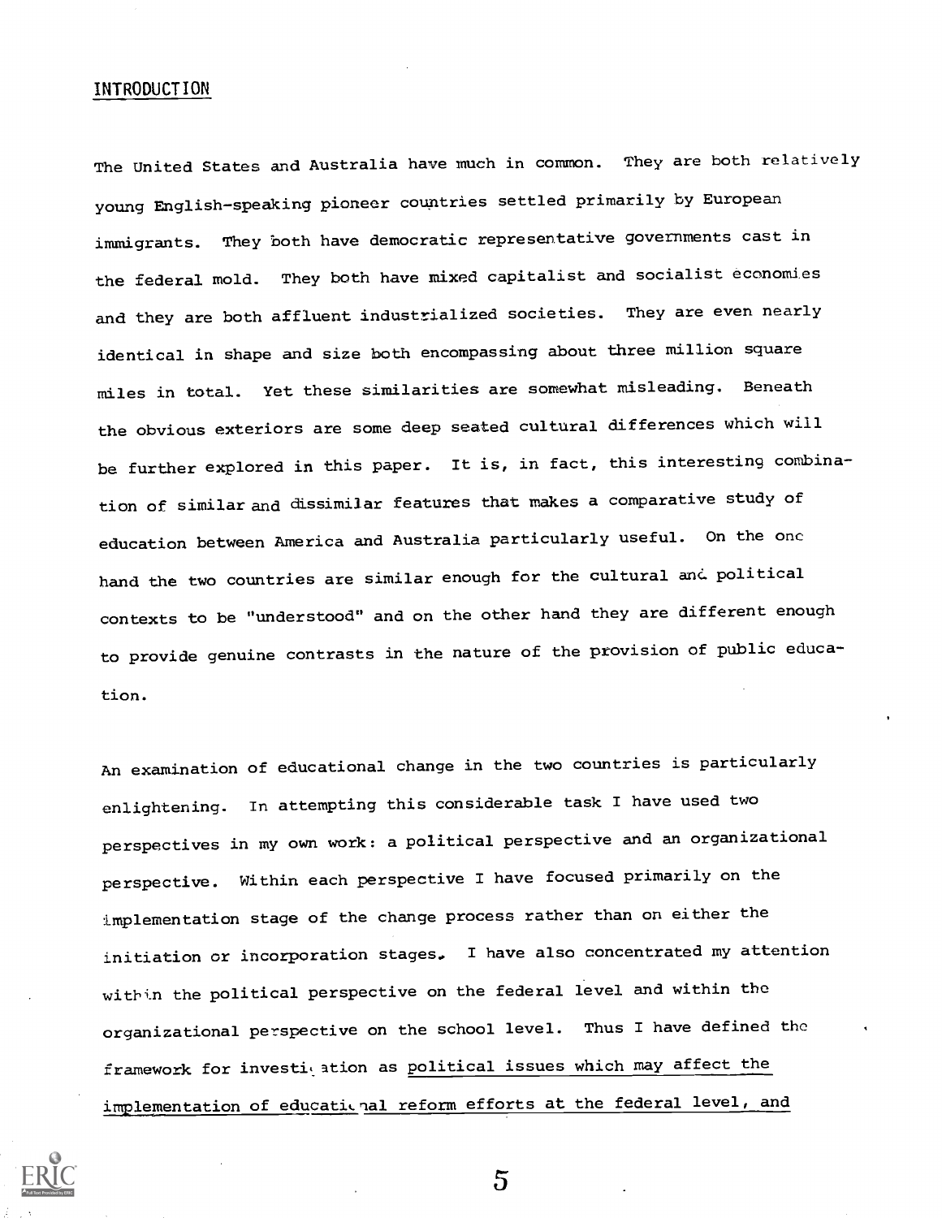## INTRODUCTION

The United States and Australia have much in common. They are both relatively young English-speaking pioneer countries settled primarily by European immigrants. They both have democratic representative governments cast in the federal mold. They both have mixed capitalist and socialist economies and they are both affluent industrialized societies. They are even nearly identical in shape and size both encompassing about three million square miles in total. Yet these similarities are somewhat misleading. Beneath the obvious exteriors are some deep seated cultural differences which will be further explored in this paper. It is, in fact, this interesting combination of similar and dissimilar features that makes a comparative study of education between America and Australia particularly useful. On the one hand the two countries are similar enough for the cultural and political contexts to be "understood" and on the other hand they are different enough to provide genuine contrasts in the nature of the provision of public education.

An examination of educational change in the two countries is particularly enlightening. In attempting this considerable task I have used two perspectives in my own work: a political perspective and an organizational perspective. Within each perspective I have focused primarily on the implementation stage of the change process rather than on either the initiation or incorporation stages. I have also concentrated my attention within the political perspective on the federal level and within the organizational perspective on the school level. Thus I have defined the framework for investigation as <u>political issues which may affect the implementation of educational reform efforts at the federal level, and</u>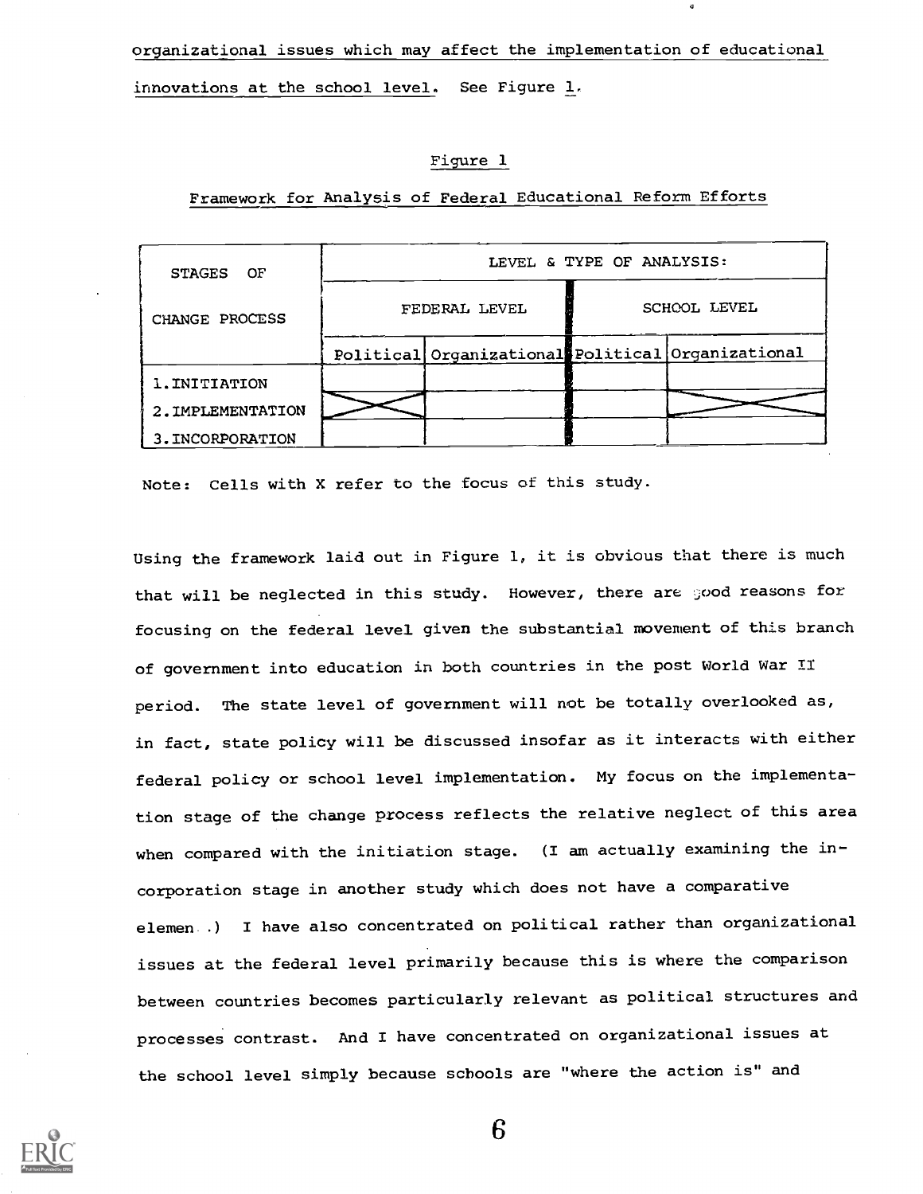organizational issues which may affect the implementation of educational innovations at the school level. See Figure 1.

Figure 1

Framework for Analysis of Federal Educational Reform Efforts

| STAGES OF CHANGE PROCESS | LEVEL & TYPE OF ANALYSIS: | | | |
|---|---|---|---|---|
| | FEDERAL LEVEL | | SCHOOL LEVEL | |
| | Political | Organizational | Political | Organizational |
| 1. INITIATION | | | | |
| 2. IMPLEMENTATION | X | | | X |
| 3. INCORPORATION | | | | |

Note: Cells with X refer to the focus of this study.

Using the framework laid out in Figure 1, it is obvious that there is much that will be neglected in this study. However, there are good reasons for focusing on the federal level given the substantial movement of this branch of government into education in both countries in the post World War II period. The state level of government will not be totally overlooked as, in fact, state policy will be discussed insofar as it interacts with either federal policy or school level implementation. My focus on the implementation stage of the change process reflects the relative neglect of this area when compared with the initiation stage. (I am actually examining the incorporation stage in another study which does not have a comparative elemen .) I have also concentrated on political rather than organizational issues at the federal level primarily because this is where the comparison between countries becomes particularly relevant as political structures and processes contrast. And I have concentrated on organizational issues at the school level simply because schools are "where the action is" and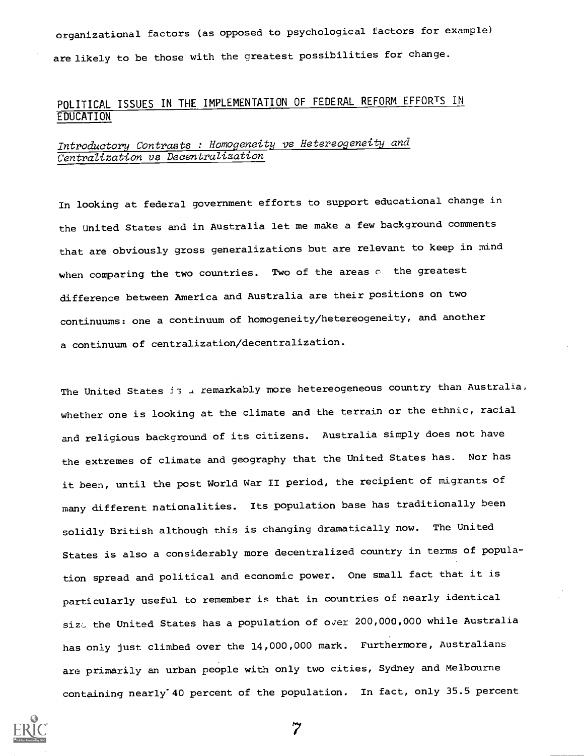organizational factors (as opposed to psychological factors for example) are likely to be those with the greatest possibilities for change.

## POLITICAL ISSUES IN THE IMPLEMENTATION OF FEDERAL REFORM EFFORTS IN EDUCATION

### *Introductory Contrasts : Homogeneity vs Hetereogeneity and Centralization vs Decentralization*

In looking at federal government efforts to support educational change in the United States and in Australia let me make a few background comments that are obviously gross generalizations but are relevant to keep in mind when comparing the two countries. Two of the areas c the greatest difference between America and Australia are their positions on two continuums: one a continuum of homogeneity/hetereogeneity, and another a continuum of centralization/decentralization.

The United States is a remarkably more hetereogeneous country than Australia, whether one is looking at the climate and the terrain or the ethnic, racial and religious background of its citizens. Australia simply does not have the extremes of climate and geography that the United States has. Nor has it been, until the post World War II period, the recipient of migrants of many different nationalities. Its population base has traditionally been solidly British although this is changing dramatically now. The United States is also a considerably more decentralized country in terms of population spread and political and economic power. One small fact that it is particularly useful to remember is that in countries of nearly identical size the United States has a population of over 200,000,000 while Australia has only just climbed over the 14,000,000 mark. Furthermore, Australians are primarily an urban people with only two cities, Sydney and Melbourne containing nearly 40 percent of the population. In fact, only 35.5 percent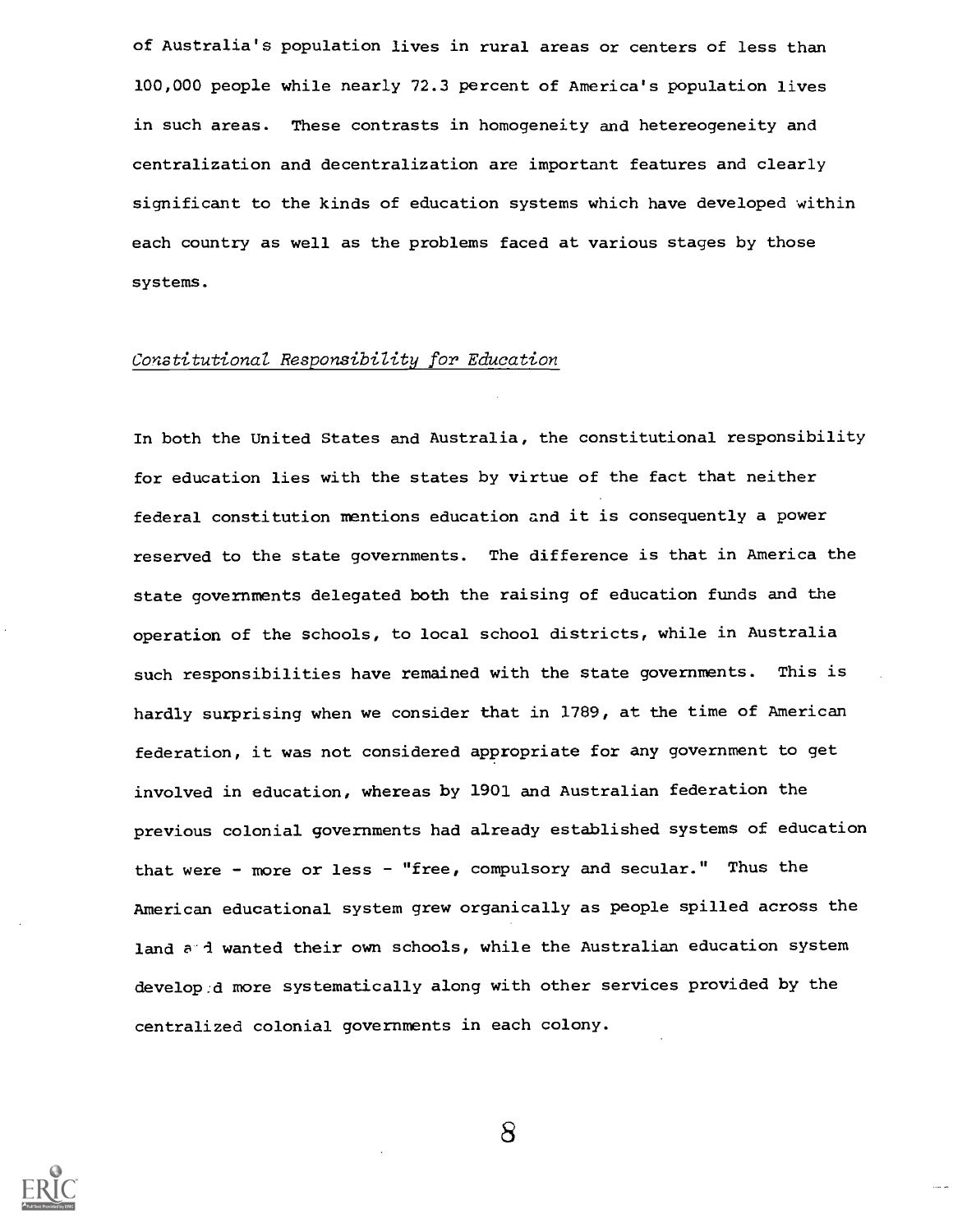of Australia's population lives in rural areas or centers of less than 100,000 people while nearly 72.3 percent of America's population lives in such areas. These contrasts in homogeneity and hetereogeneity and centralization and decentralization are important features and clearly significant to the kinds of education systems which have developed within each country as well as the problems faced at various stages by those systems.

*Constitutional Responsibility for Education*

In both the United States and Australia, the constitutional responsibility for education lies with the states by virtue of the fact that neither federal constitution mentions education and it is consequently a power reserved to the state governments. The difference is that in America the state governments delegated both the raising of education funds and the operation of the schools, to local school districts, while in Australia such responsibilities have remained with the state governments. This is hardly surprising when we consider that in 1789, at the time of American federation, it was not considered appropriate for any government to get involved in education, whereas by 1901 and Australian federation the previous colonial governments had already established systems of education that were - more or less - "free, compulsory and secular." Thus the American educational system grew organically as people spilled across the land and wanted their own schools, while the Australian education system developed more systematically along with other services provided by the centralized colonial governments in each colony.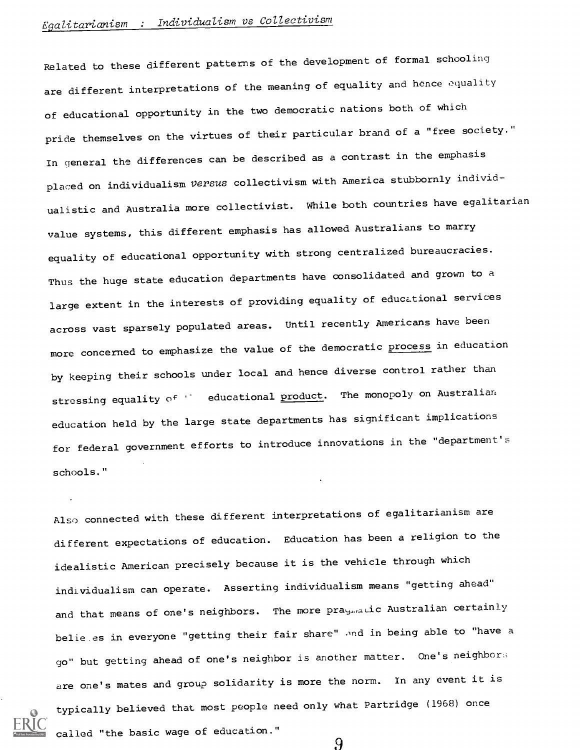## *Egalitarianism : Individualism vs Collectivism*

Related to these different patterns of the development of formal schooling are different interpretations of the meaning of equality and hence equality of educational opportunity in the two democratic nations both of which pride themselves on the virtues of their particular brand of a "free society." In general the differences can be described as a contrast in the emphasis placed on individualism *versus* collectivism with America stubbornly individualistic and Australia more collectivist. While both countries have egalitarian value systems, this different emphasis has allowed Australians to marry equality of educational opportunity with strong centralized bureaucracies. Thus the huge state education departments have consolidated and grown to a large extent in the interests of providing equality of educational services across vast sparsely populated areas. Until recently Americans have been more concerned to emphasize the value of the democratic <u>process</u> in education by keeping their schools under local and hence diverse control rather than stressing equality of '' educational <u>product</u>. The monopoly on Australian education held by the large state departments has significant implications for federal government efforts to introduce innovations in the "department's schools."

Also connected with these different interpretations of egalitarianism are different expectations of education. Education has been a religion to the idealistic American precisely because it is the vehicle through which individualism can operate. Asserting individualism means "getting ahead" and that means of one's neighbors. The more pragmatic Australian certainly believes in everyone "getting their fair share" and in being able to "have a go" but getting ahead of one's neighbor is another matter. One's neighbors are one's mates and group solidarity is more the norm. In any event it is typically believed that most people need only what Partridge (1968) once called "the basic wage of education."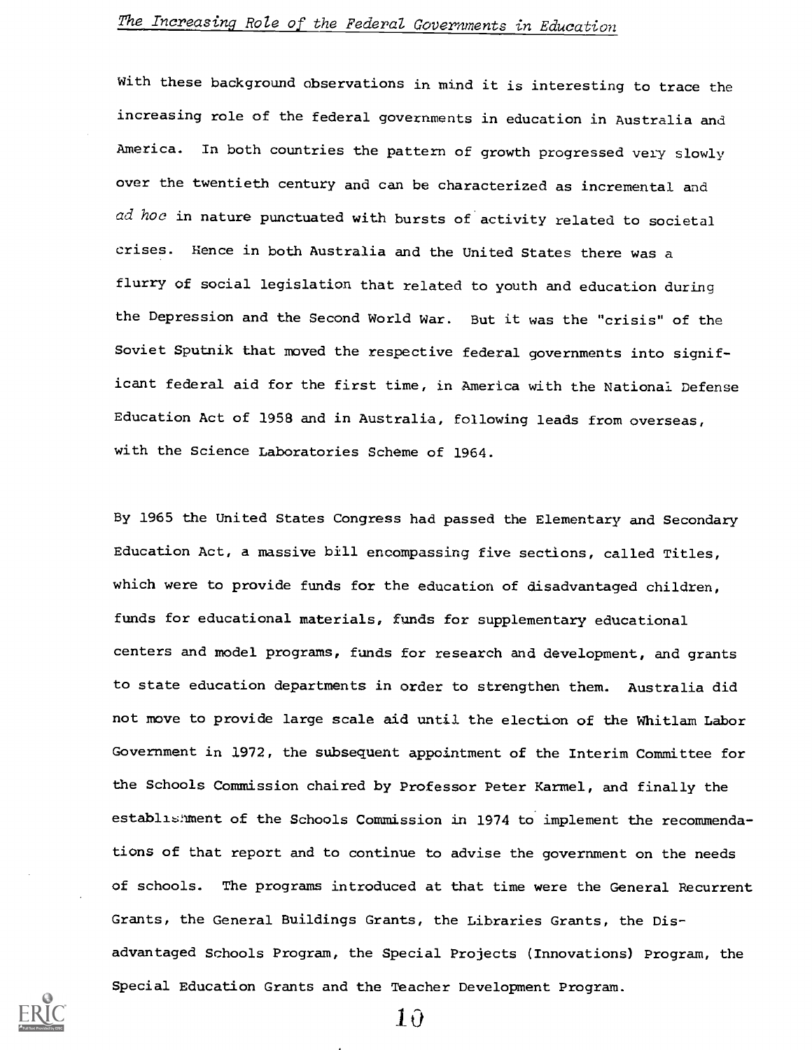## *The Increasing Role of the Federal Governments in Education*

With these background observations in mind it is interesting to trace the increasing role of the federal governments in education in Australia and America. In both countries the pattern of growth progressed very slowly over the twentieth century and can be characterized as incremental and *ad hoc* in nature punctuated with bursts of activity related to societal crises. Hence in both Australia and the United States there was a flurry of social legislation that related to youth and education during the Depression and the Second World War. But it was the "crisis" of the Soviet Sputnik that moved the respective federal governments into significant federal aid for the first time, in America with the National Defense Education Act of 1958 and in Australia, following leads from overseas, with the Science Laboratories Scheme of 1964.

By 1965 the United States Congress had passed the Elementary and Secondary Education Act, a massive bill encompassing five sections, called Titles, which were to provide funds for the education of disadvantaged children, funds for educational materials, funds for supplementary educational centers and model programs, funds for research and development, and grants to state education departments in order to strengthen them. Australia did not move to provide large scale aid until the election of the Whitlam Labor Government in 1972, the subsequent appointment of the Interim Committee for the Schools Commission chaired by Professor Peter Karmel, and finally the establishment of the Schools Commission in 1974 to implement the recommendations of that report and to continue to advise the government on the needs of schools. The programs introduced at that time were the General Recurrent Grants, the General Buildings Grants, the Libraries Grants, the Disadvantaged Schools Program, the Special Projects (Innovations) Program, the Special Education Grants and the Teacher Development Program.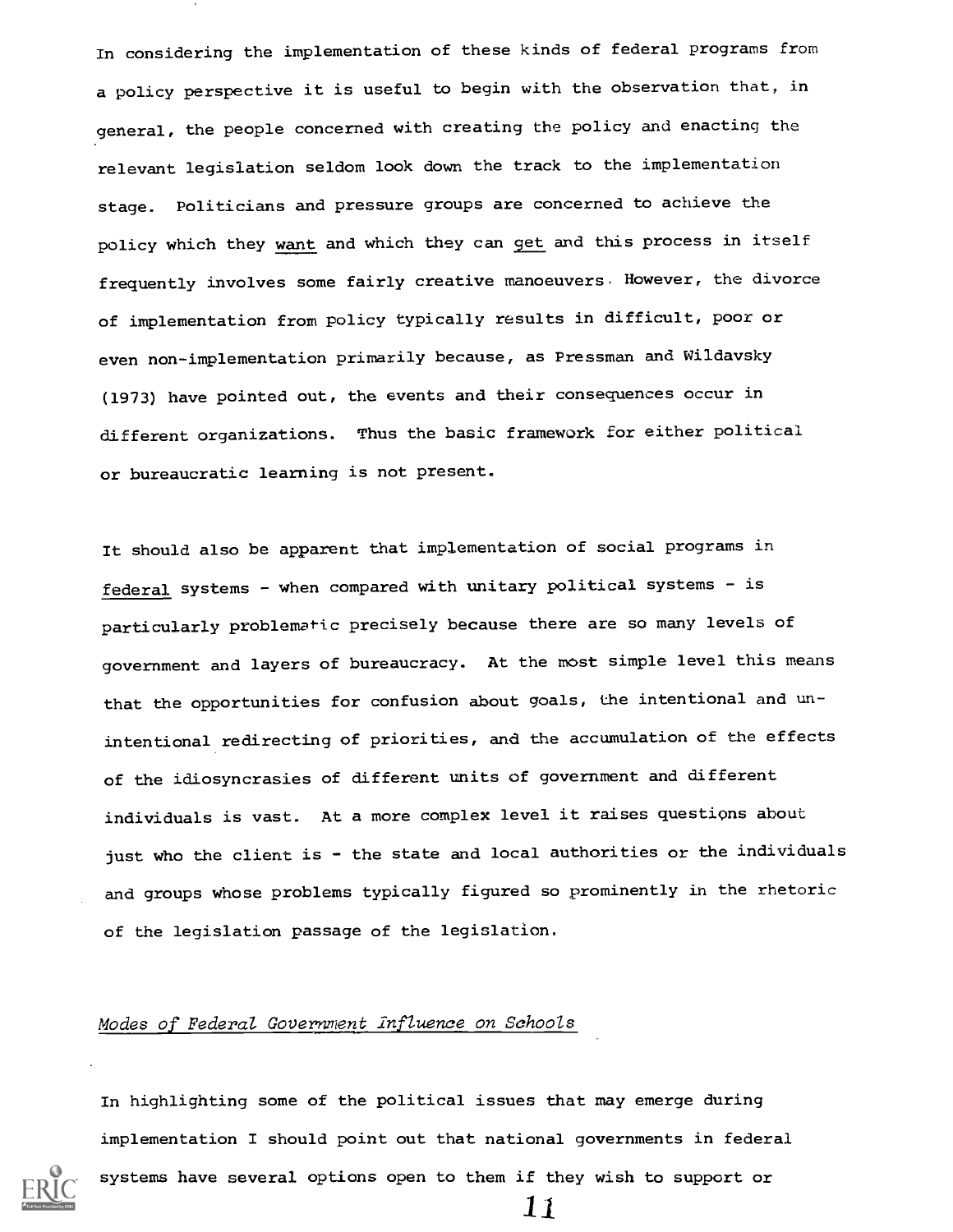In considering the implementation of these kinds of federal programs from a policy perspective it is useful to begin with the observation that, in general, the people concerned with creating the policy and enacting the relevant legislation seldom look down the track to the implementation stage. Politicians and pressure groups are concerned to achieve the policy which they _want_ and which they can _get_ and this process in itself frequently involves some fairly creative manoeuvers. However, the divorce of implementation from policy typically results in difficult, poor or even non-implementation primarily because, as Pressman and Wildavsky (1973) have pointed out, the events and their consequences occur in different organizations. Thus the basic framework for either political or bureaucratic learning is not present.

It should also be apparent that implementation of social programs in _federal_ systems - when compared with unitary political systems - is particularly problematic precisely because there are so many levels of government and layers of bureaucracy. At the most simple level this means that the opportunities for confusion about goals, the intentional and unintentional redirecting of priorities, and the accumulation of the effects of the idiosyncrasies of different units of government and different individuals is vast. At a more complex level it raises questions about just who the client is - the state and local authorities or the individuals and groups whose problems typically figured so prominently in the rhetoric of the legislation passage of the legislation.

## *Modes of Federal Government Influence on Schools*

In highlighting some of the political issues that may emerge during implementation I should point out that national governments in federal systems have several options open to them if they wish to support or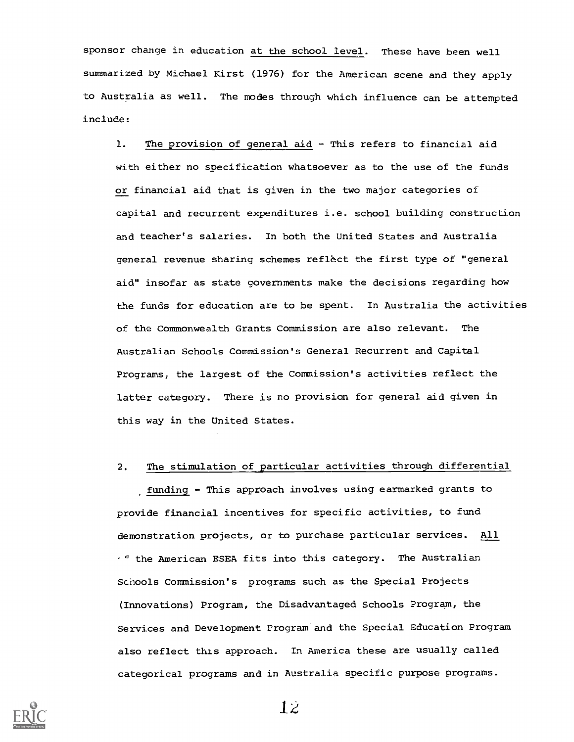sponsor change in education at the school level. These have been well summarized by Michael Kirst (1976) for the American scene and they apply to Australia as well. The modes through which influence can be attempted include:

1. The provision of general aid - This refers to financial aid with either no specification whatsoever as to the use of the funds or financial aid that is given in the two major categories of capital and recurrent expenditures i.e. school building construction and teacher's salaries. In both the United States and Australia general revenue sharing schemes reflect the first type of "general aid" insofar as state governments make the decisions regarding how the funds for education are to be spent. In Australia the activities of the Commonwealth Grants Commission are also relevant. The Australian Schools Commission's General Recurrent and Capital Programs, the largest of the Commission's activities reflect the latter category. There is no provision for general aid given in this way in the United States.

2. The stimulation of particular activities through differential funding - This approach involves using earmarked grants to provide financial incentives for specific activities, to fund demonstration projects, or to purchase particular services. All of the American ESEA fits into this category. The Australian Schools Commission's programs such as the Special Projects (Innovations) Program, the Disadvantaged Schools Program, the Services and Development Program and the Special Education Program also reflect this approach. In America these are usually called categorical programs and in Australia specific purpose programs.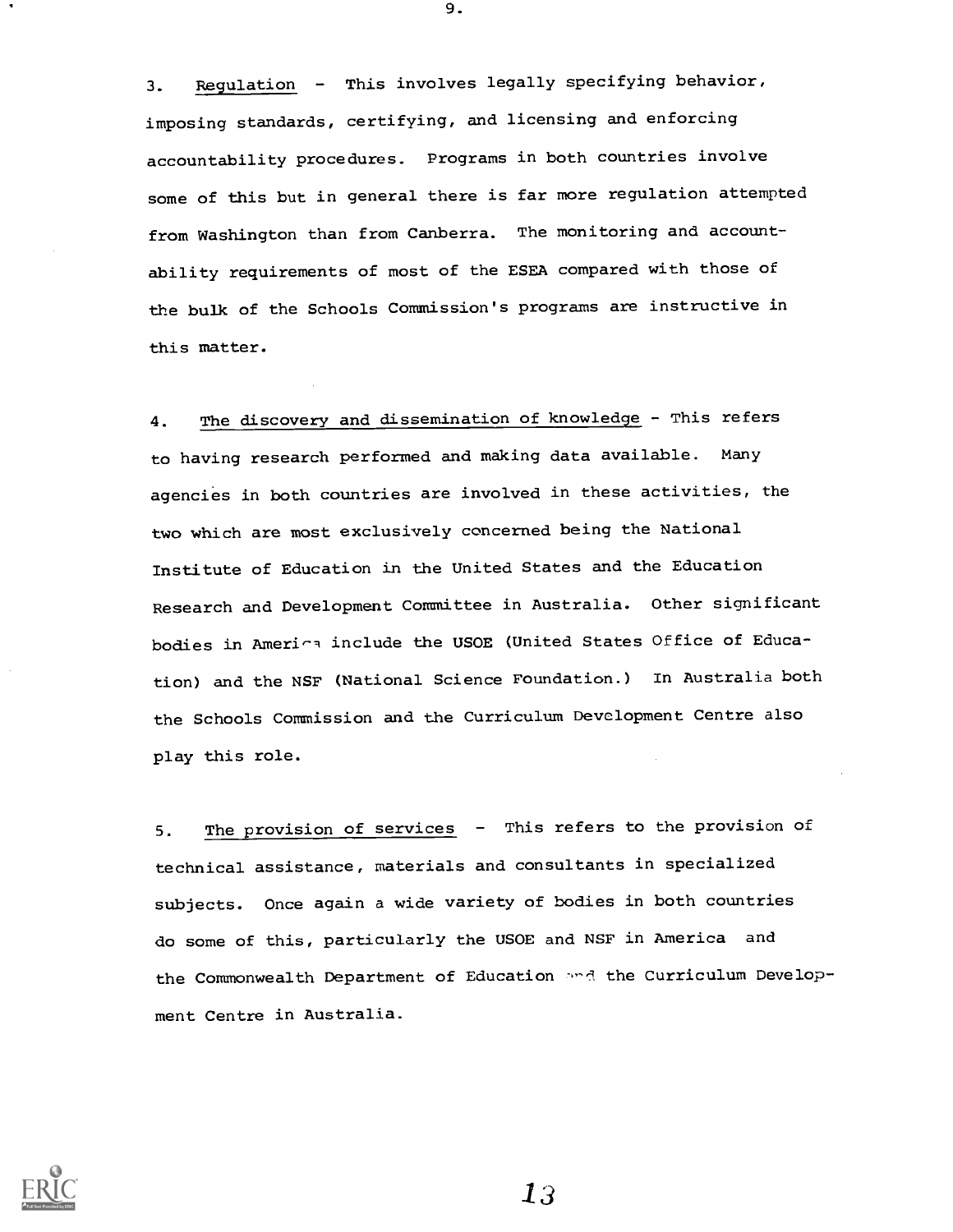3. <u>Regulation</u> - This involves legally specifying behavior, imposing standards, certifying, and licensing and enforcing accountability procedures. Programs in both countries involve some of this but in general there is far more regulation attempted from Washington than from Canberra. The monitoring and accountability requirements of most of the ESEA compared with those of the bulk of the Schools Commission's programs are instructive in this matter.

4. <u>The discovery and dissemination of knowledge</u> - This refers to having research performed and making data available. Many agencies in both countries are involved in these activities, the two which are most exclusively concerned being the National Institute of Education in the United States and the Education Research and Development Committee in Australia. Other significant bodies in America include the USOE (United States Office of Education) and the NSF (National Science Foundation.) In Australia both the Schools Commission and the Curriculum Development Centre also play this role.

5. <u>The provision of services</u> - This refers to the provision of technical assistance, materials and consultants in specialized subjects. Once again a wide variety of bodies in both countries do some of this, particularly the USOE and NSF in America and the Commonwealth Department of Education and the Curriculum Development Centre in Australia.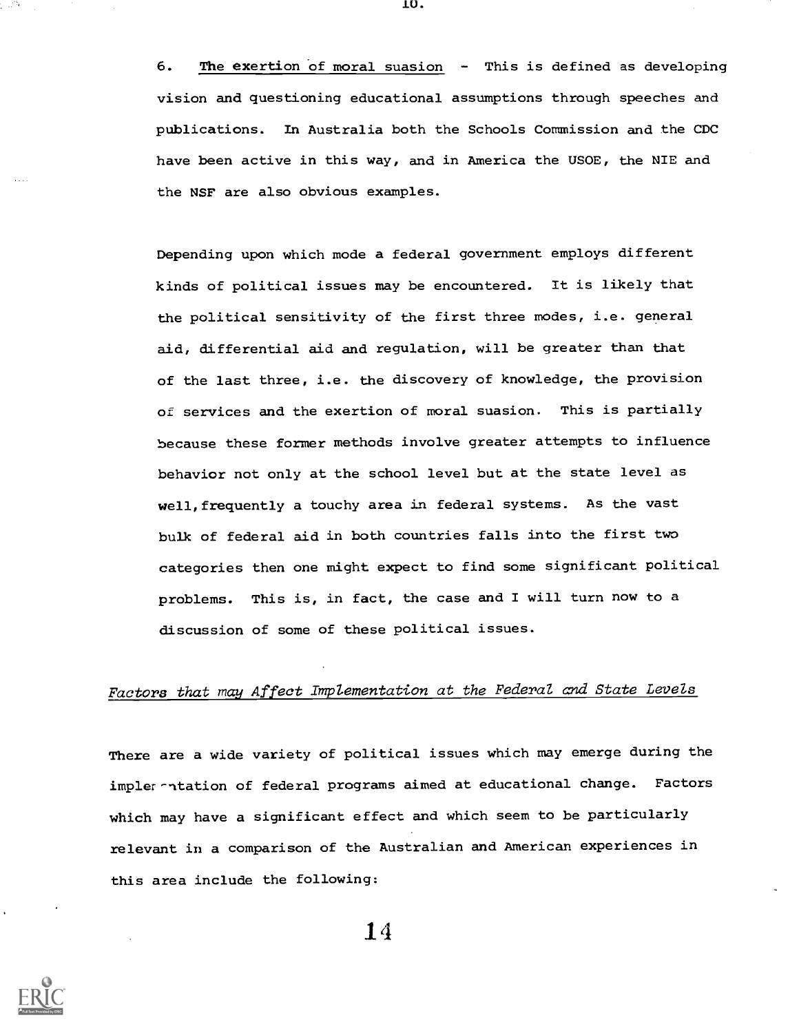6. <u>The exertion of moral suasion</u> - This is defined as developing vision and questioning educational assumptions through speeches and publications. In Australia both the Schools Commission and the CDC have been active in this way, and in America the USOE, the NIE and the NSF are also obvious examples.

Depending upon which mode a federal government employs different kinds of political issues may be encountered. It is likely that the political sensitivity of the first three modes, i.e. general aid, differential aid and regulation, will be greater than that of the last three, i.e. the discovery of knowledge, the provision of services and the exertion of moral suasion. This is partially because these former methods involve greater attempts to influence behavior not only at the school level but at the state level as well, frequently a touchy area in federal systems. As the vast bulk of federal aid in both countries falls into the first two categories then one might expect to find some significant political problems. This is, in fact, the case and I will turn now to a discussion of some of these political issues.

## *Factors that may Affect Implementation at the Federal and State Levels*

There are a wide variety of political issues which may emerge during the implementation of federal programs aimed at educational change. Factors which may have a significant effect and which seem to be particularly relevant in a comparison of the Australian and American experiences in this area include the following: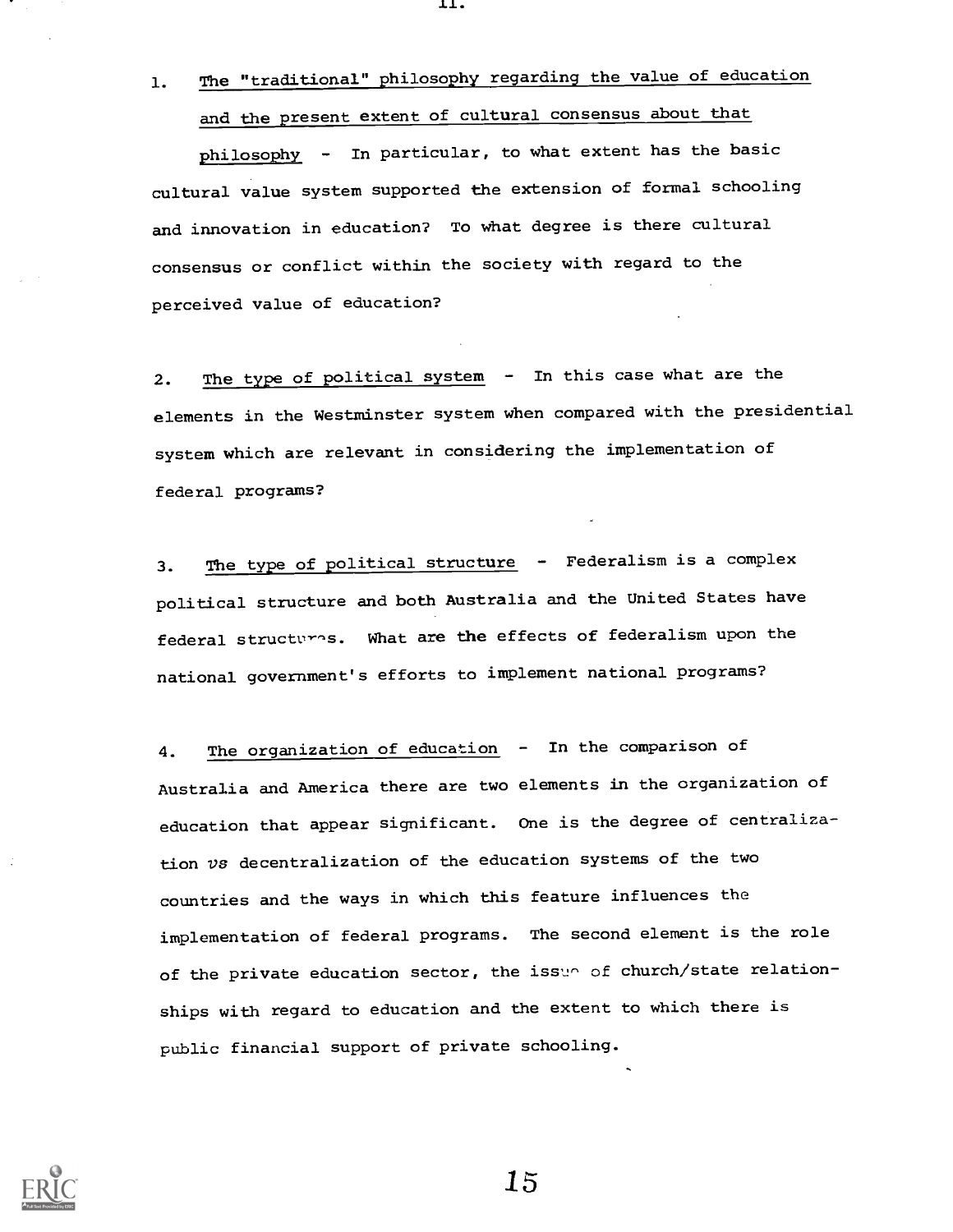1. <u>The "traditional" philosophy regarding the value of education and the present extent of cultural consensus about that philosophy</u> - In particular, to what extent has the basic cultural value system supported the extension of formal schooling and innovation in education? To what degree is there cultural consensus or conflict within the society with regard to the perceived value of education?

2. <u>The type of political system</u> - In this case what are the elements in the Westminster system when compared with the presidential system which are relevant in considering the implementation of federal programs?

3. <u>The type of political structure</u> - Federalism is a complex political structure and both Australia and the United States have federal structures. What are the effects of federalism upon the national government's efforts to implement national programs?

4. <u>The organization of education</u> - In the comparison of Australia and America there are two elements in the organization of education that appear significant. One is the degree of centralization *vs* decentralization of the education systems of the two countries and the ways in which this feature influences the implementation of federal programs. The second element is the role of the private education sector, the issue of church/state relationships with regard to education and the extent to which there is public financial support of private schooling.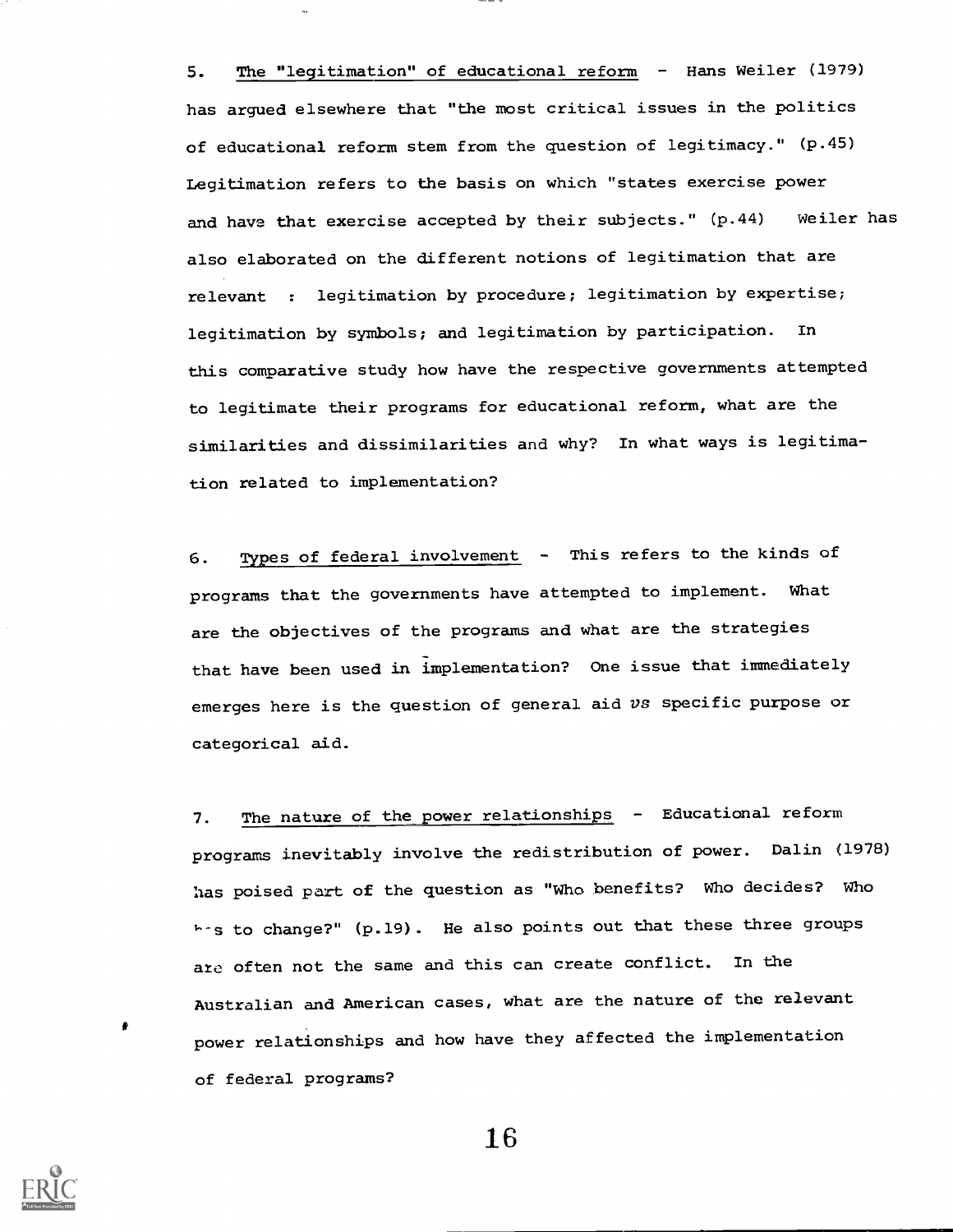5. <u>The "legitimation" of educational reform</u> - Hans Weiler (1979) has argued elsewhere that "the most critical issues in the politics of educational reform stem from the question of legitimacy." (p.45) Legitimation refers to the basis on which "states exercise power and have that exercise accepted by their subjects." (p.44) Weiler has also elaborated on the different notions of legitimation that are relevant : legitimation by procedure; legitimation by expertise; legitimation by symbols; and legitimation by participation. In this comparative study how have the respective governments attempted to legitimate their programs for educational reform, what are the similarities and dissimilarities and why? In what ways is legitimation related to implementation?

6. <u>Types of federal involvement</u> - This refers to the kinds of programs that the governments have attempted to implement. What are the objectives of the programs and what are the strategies that have been used in implementation? One issue that immediately emerges here is the question of general aid *vs* specific purpose or categorical aid.

7. <u>The nature of the power relationships</u> - Educational reform programs inevitably involve the redistribution of power. Dalin (1978) has poised part of the question as "Who benefits? Who decides? Who has to change?" (p.19). He also points out that these three groups are often not the same and this can create conflict. In the Australian and American cases, what are the nature of the relevant power relationships and how have they affected the implementation of federal programs?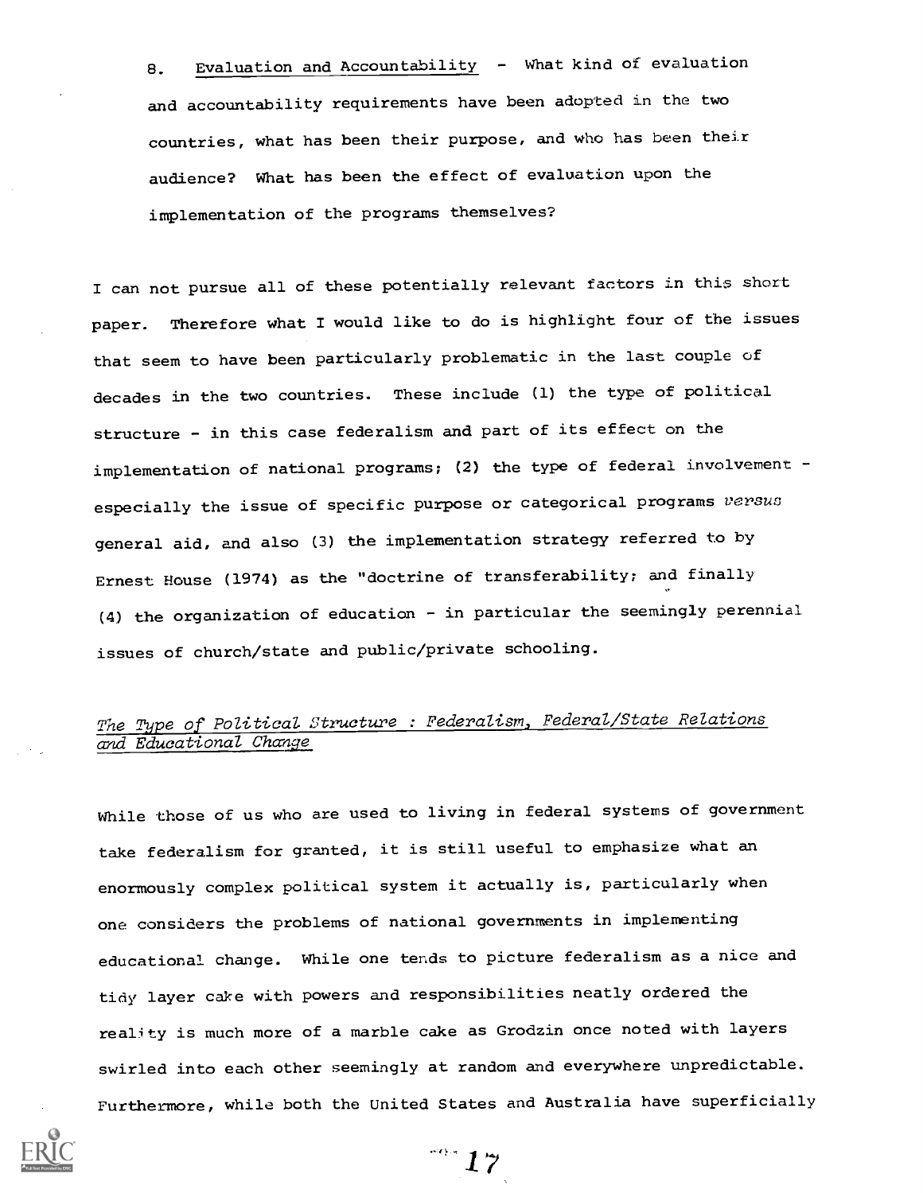8. <u>Evaluation and Accountability</u> - What kind of evaluation and accountability requirements have been adopted in the two countries, what has been their purpose, and who has been their audience? What has been the effect of evaluation upon the implementation of the programs themselves?

I can not pursue all of these potentially relevant factors in this short paper. Therefore what I would like to do is highlight four of the issues that seem to have been particularly problematic in the last couple of decades in the two countries. These include (1) the type of political structure - in this case federalism and part of its effect on the implementation of national programs; (2) the type of federal involvement - especially the issue of specific purpose or categorical programs *versus* general aid, and also (3) the implementation strategy referred to by Ernest House (1974) as the "doctrine of transferability; and finally (4) the organization of education - in particular the seemingly perennial issues of church/state and public/private schooling.

## *The Type of Political Structure : Federalism, Federal/State Relations and Educational Change*

While those of us who are used to living in federal systems of government take federalism for granted, it is still useful to emphasize what an enormously complex political system it actually is, particularly when one considers the problems of national governments in implementing educational change. While one tends to picture federalism as a nice and tidy layer cake with powers and responsibilities neatly ordered the reality is much more of a marble cake as Grodzin once noted with layers swirled into each other seemingly at random and everywhere unpredictable. Furthermore, while both the United States and Australia have superficially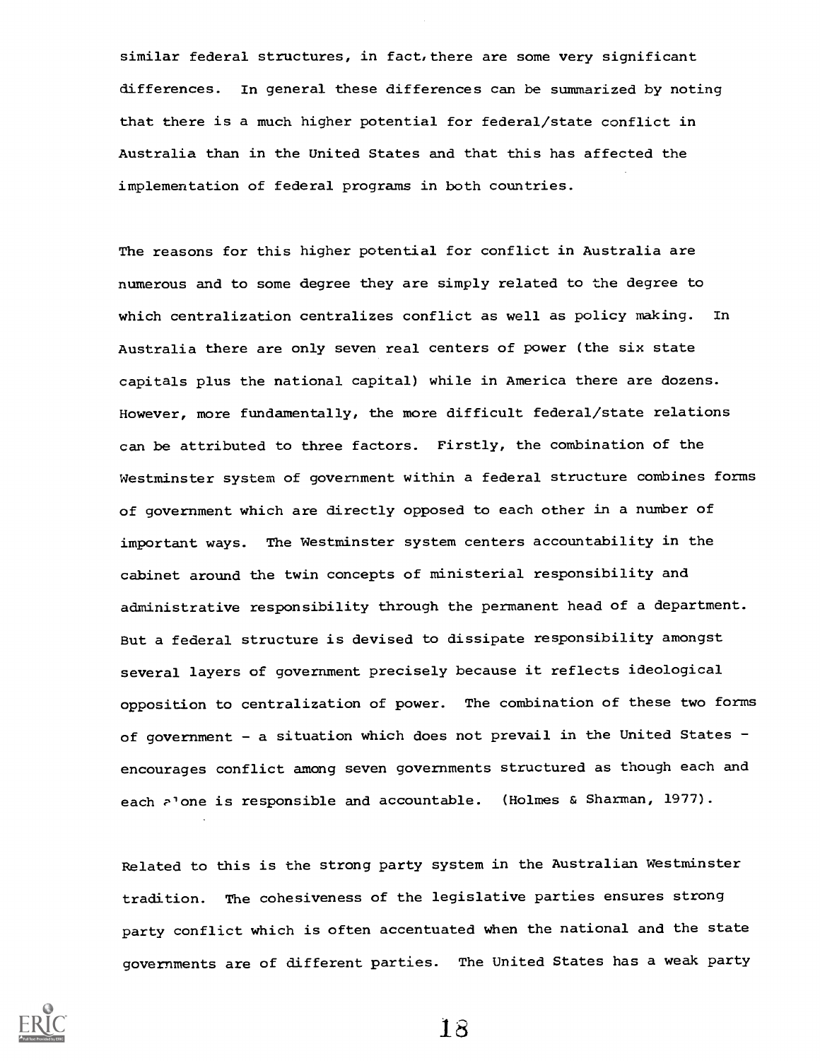similar federal structures, in fact, there are some very significant differences. In general these differences can be summarized by noting that there is a much higher potential for federal/state conflict in Australia than in the United States and that this has affected the implementation of federal programs in both countries.

The reasons for this higher potential for conflict in Australia are numerous and to some degree they are simply related to the degree to which centralization centralizes conflict as well as policy making. In Australia there are only seven real centers of power (the six state capitals plus the national capital) while in America there are dozens. However, more fundamentally, the more difficult federal/state relations can be attributed to three factors. Firstly, the combination of the Westminster system of government within a federal structure combines forms of government which are directly opposed to each other in a number of important ways. The Westminster system centers accountability in the cabinet around the twin concepts of ministerial responsibility and administrative responsibility through the permanent head of a department. But a federal structure is devised to dissipate responsibility amongst several layers of government precisely because it reflects ideological opposition to centralization of power. The combination of these two forms of government - a situation which does not prevail in the United States - encourages conflict among seven governments structured as though each and each alone is responsible and accountable. (Holmes & Sharman, 1977).

Related to this is the strong party system in the Australian Westminster tradition. The cohesiveness of the legislative parties ensures strong party conflict which is often accentuated when the national and the state governments are of different parties. The United States has a weak party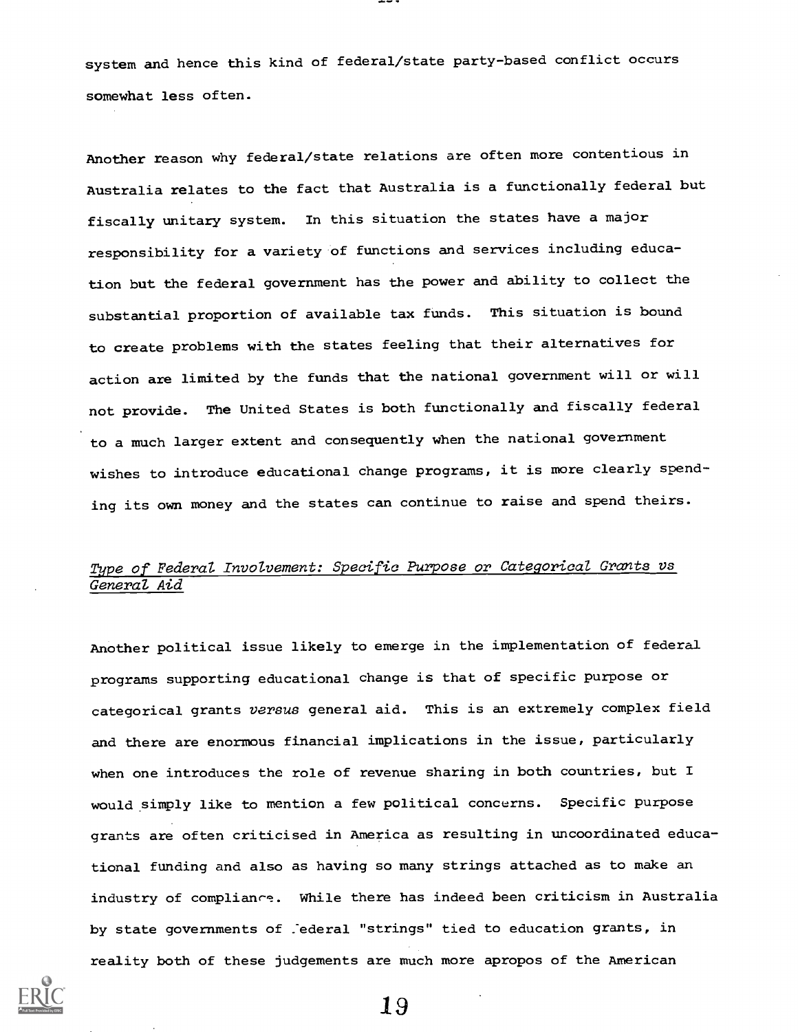system and hence this kind of federal/state party-based conflict occurs somewhat less often.

Another reason why federal/state relations are often more contentious in Australia relates to the fact that Australia is a functionally federal but fiscally unitary system. In this situation the states have a major responsibility for a variety of functions and services including education but the federal government has the power and ability to collect the substantial proportion of available tax funds. This situation is bound to create problems with the states feeling that their alternatives for action are limited by the funds that the national government will or will not provide. The United States is both functionally and fiscally federal to a much larger extent and consequently when the national government wishes to introduce educational change programs, it is more clearly spending its own money and the states can continue to raise and spend theirs.

### *Type of Federal Involvement: Specific Purpose or Categorical Grants vs General Aid*

Another political issue likely to emerge in the implementation of federal programs supporting educational change is that of specific purpose or categorical grants *versus* general aid. This is an extremely complex field and there are enormous financial implications in the issue, particularly when one introduces the role of revenue sharing in both countries, but I would simply like to mention a few political concerns. Specific purpose grants are often criticised in America as resulting in uncoordinated educational funding and also as having so many strings attached as to make an industry of compliance. While there has indeed been criticism in Australia by state governments of federal "strings" tied to education grants, in reality both of these judgements are much more apropos of the American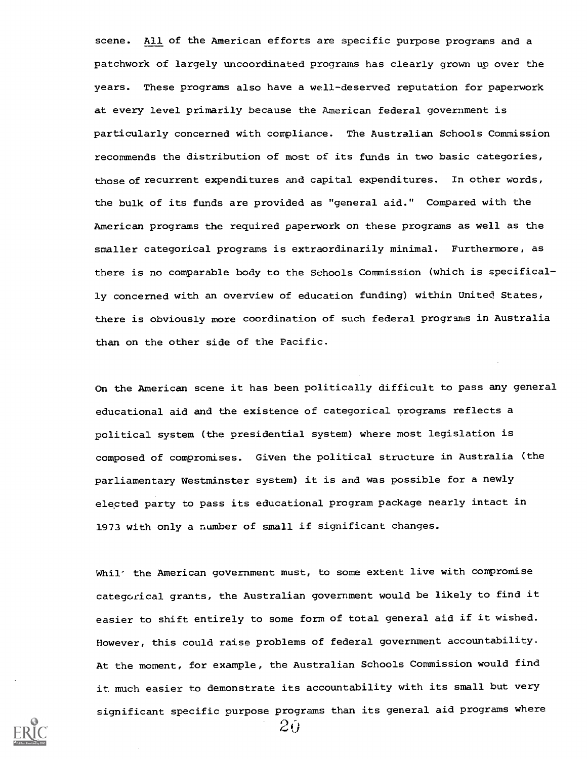scene. All of the American efforts are specific purpose programs and a patchwork of largely uncoordinated programs has clearly grown up over the years. These programs also have a well-deserved reputation for paperwork at every level primarily because the American federal government is particularly concerned with compliance. The Australian Schools Commission recommends the distribution of most of its funds in two basic categories, those of recurrent expenditures and capital expenditures. In other words, the bulk of its funds are provided as "general aid." Compared with the American programs the required paperwork on these programs as well as the smaller categorical programs is extraordinarily minimal. Furthermore, as there is no comparable body to the Schools Commission (which is specifically concerned with an overview of education funding) within United States, there is obviously more coordination of such federal programs in Australia than on the other side of the Pacific.

On the American scene it has been politically difficult to pass any general educational aid and the existence of categorical programs reflects a political system (the presidential system) where most legislation is composed of compromises. Given the political structure in Australia (the parliamentary Westminster system) it is and was possible for a newly elected party to pass its educational program package nearly intact in 1973 with only a number of small if significant changes.

While the American government must, to some extent live with compromise categorical grants, the Australian government would be likely to find it easier to shift entirely to some form of total general aid if it wished. However, this could raise problems of federal government accountability. At the moment, for example, the Australian Schools Commission would find it much easier to demonstrate its accountability with its small but very significant specific purpose programs than its general aid programs where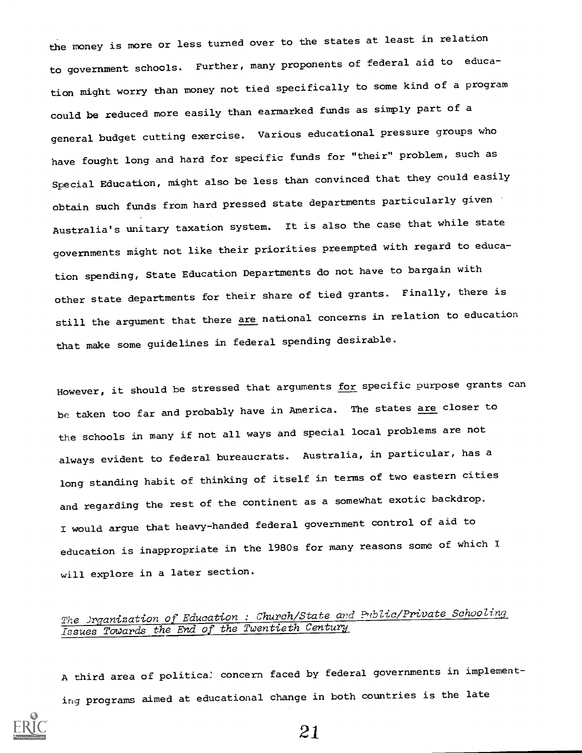the money is more or less turned over to the states at least in relation to government schools. Further, many proponents of federal aid to education might worry than money not tied specifically to some kind of a program could be reduced more easily than earmarked funds as simply part of a general budget cutting exercise. Various educational pressure groups who have fought long and hard for specific funds for "their" problem, such as Special Education, might also be less than convinced that they could easily obtain such funds from hard pressed state departments particularly given Australia's unitary taxation system. It is also the case that while state governments might not like their priorities preempted with regard to education spending, State Education Departments do not have to bargain with other state departments for their share of tied grants. Finally, there is still the argument that there are national concerns in relation to education that make some guidelines in federal spending desirable.

However, it should be stressed that arguments for specific purpose grants can be taken too far and probably have in America. The states are closer to the schools in many if not all ways and special local problems are not always evident to federal bureaucrats. Australia, in particular, has a long standing habit of thinking of itself in terms of two eastern cities and regarding the rest of the continent as a somewhat exotic backdrop. I would argue that heavy-handed federal government control of aid to education is inappropriate in the 1980s for many reasons some of which I will explore in a later section.

## *The Organization of Education : Church/State and Public/Private Schooling Issues Towards the End of the Twentieth Century*

A third area of political concern faced by federal governments in implementing programs aimed at educational change in both countries is the late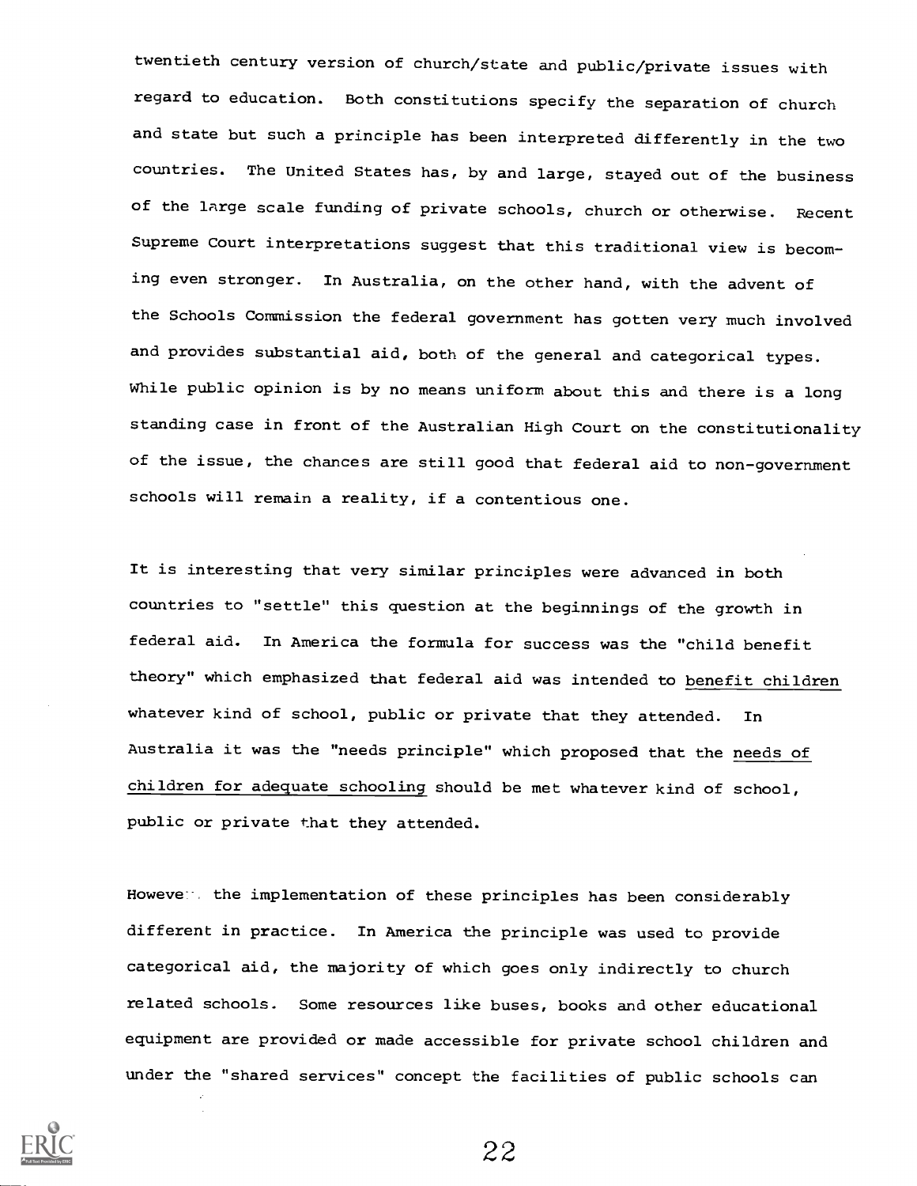twentieth century version of church/state and public/private issues with regard to education. Both constitutions specify the separation of church and state but such a principle has been interpreted differently in the two countries. The United States has, by and large, stayed out of the business of the large scale funding of private schools, church or otherwise. Recent Supreme Court interpretations suggest that this traditional view is becoming even stronger. In Australia, on the other hand, with the advent of the Schools Commission the federal government has gotten very much involved and provides substantial aid, both of the general and categorical types. While public opinion is by no means uniform about this and there is a long standing case in front of the Australian High Court on the constitutionality of the issue, the chances are still good that federal aid to non-government schools will remain a reality, if a contentious one.

It is interesting that very similar principles were advanced in both countries to "settle" this question at the beginnings of the growth in federal aid. In America the formula for success was the "child benefit theory" which emphasized that federal aid was intended to benefit children whatever kind of school, public or private that they attended. In Australia it was the "needs principle" which proposed that the needs of children for adequate schooling should be met whatever kind of school, public or private that they attended.

However, the implementation of these principles has been considerably different in practice. In America the principle was used to provide categorical aid, the majority of which goes only indirectly to church related schools. Some resources like buses, books and other educational equipment are provided or made accessible for private school children and under the "shared services" concept the facilities of public schools can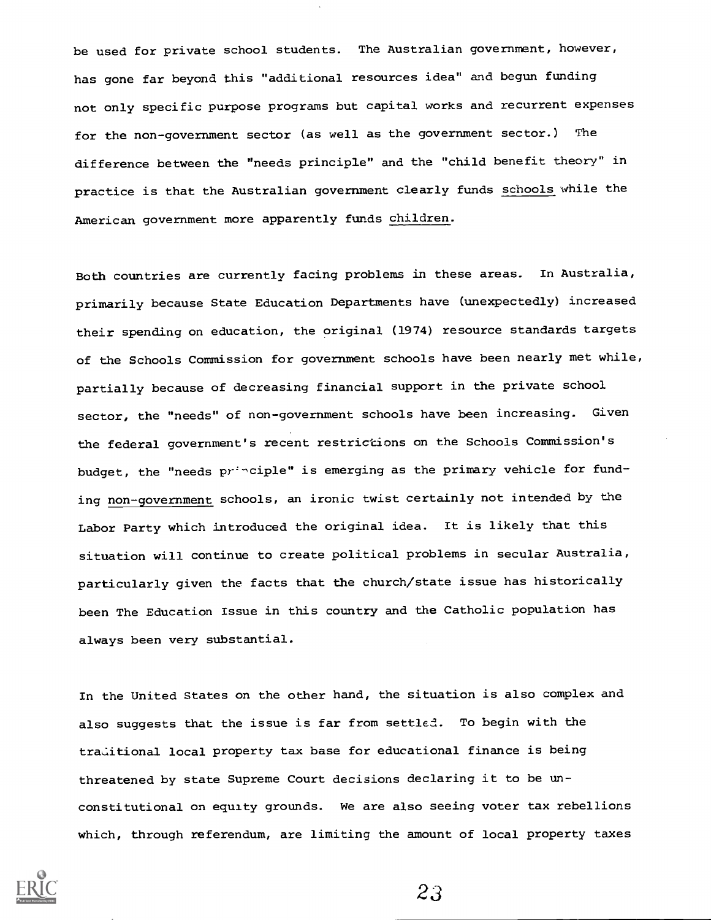be used for private school students. The Australian government, however, has gone far beyond this "additional resources idea" and begun funding not only specific purpose programs but capital works and recurrent expenses for the non-government sector (as well as the government sector.) The difference between the "needs principle" and the "child benefit theory" in practice is that the Australian government clearly funds schools while the American government more apparently funds children.

Both countries are currently facing problems in these areas. In Australia, primarily because State Education Departments have (unexpectedly) increased their spending on education, the original (1974) resource standards targets of the Schools Commission for government schools have been nearly met while, partially because of decreasing financial support in the private school sector, the "needs" of non-government schools have been increasing. Given the federal government's recent restrictions on the Schools Commission's budget, the "needs principle" is emerging as the primary vehicle for funding non-government schools, an ironic twist certainly not intended by the Labor Party which introduced the original idea. It is likely that this situation will continue to create political problems in secular Australia, particularly given the facts that the church/state issue has historically been The Education Issue in this country and the Catholic population has always been very substantial.

In the United States on the other hand, the situation is also complex and also suggests that the issue is far from settled. To begin with the traditional local property tax base for educational finance is being threatened by state Supreme Court decisions declaring it to be unconstitutional on equity grounds. We are also seeing voter tax rebellions which, through referendum, are limiting the amount of local property taxes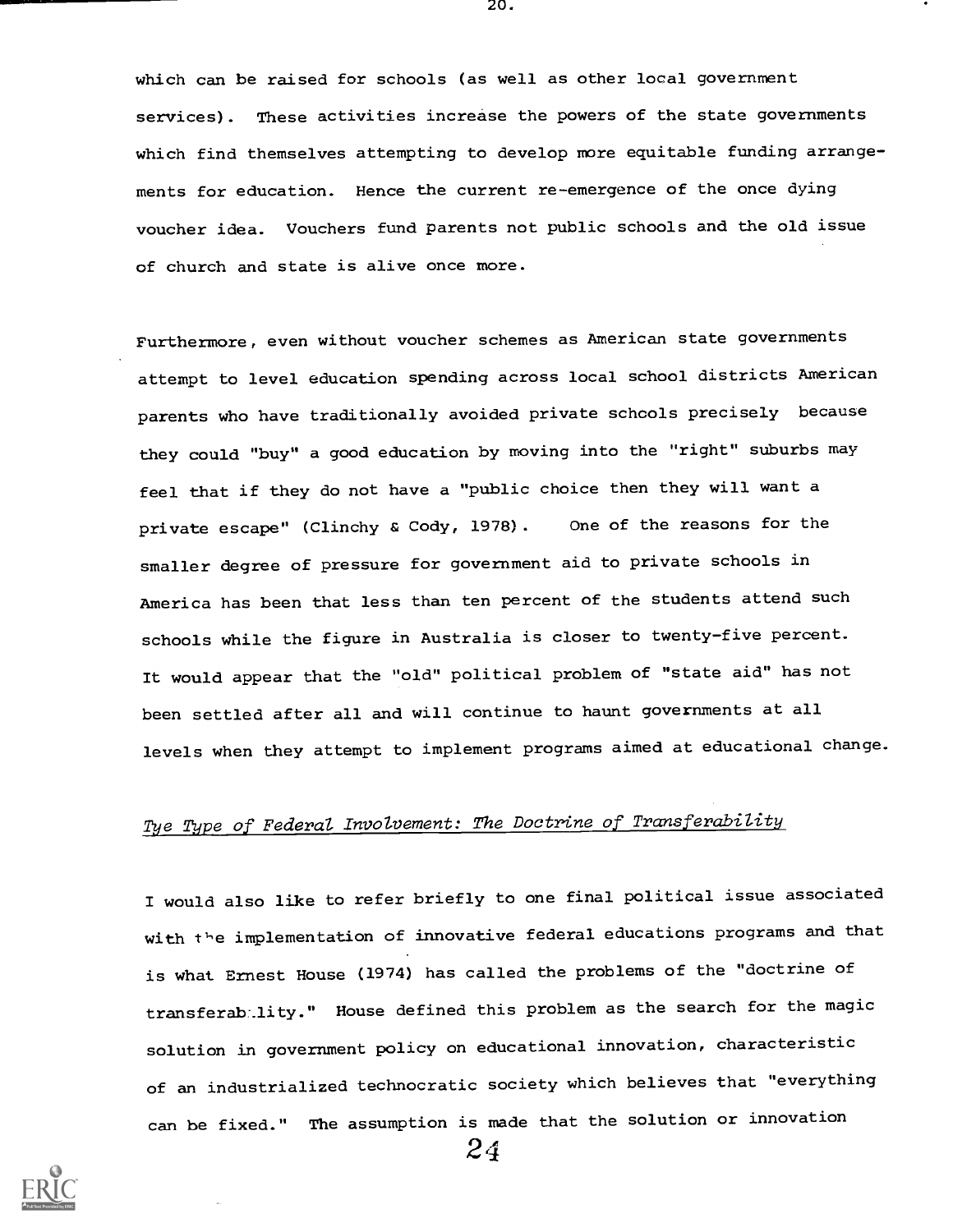which can be raised for schools (as well as other local government services). These activities increase the powers of the state governments which find themselves attempting to develop more equitable funding arrangements for education. Hence the current re-emergence of the once dying voucher idea. Vouchers fund parents not public schools and the old issue of church and state is alive once more.

Furthermore, even without voucher schemes as American state governments attempt to level education spending across local school districts American parents who have traditionally avoided private schools precisely because they could "buy" a good education by moving into the "right" suburbs may feel that if they do not have a "public choice then they will want a private escape" (Clinchy & Cody, 1978). One of the reasons for the smaller degree of pressure for government aid to private schools in America has been that less than ten percent of the students attend such schools while the figure in Australia is closer to twenty-five percent. It would appear that the "old" political problem of "state aid" has not been settled after all and will continue to haunt governments at all levels when they attempt to implement programs aimed at educational change.

## *Tye Type of Federal Involvement: The Doctrine of Transferability*

I would also like to refer briefly to one final political issue associated with the implementation of innovative federal educations programs and that is what Ernest House (1974) has called the problems of the "doctrine of transferability." House defined this problem as the search for the magic solution in government policy on educational innovation, characteristic of an industrialized technocratic society which believes that "everything can be fixed." The assumption is made that the solution or innovation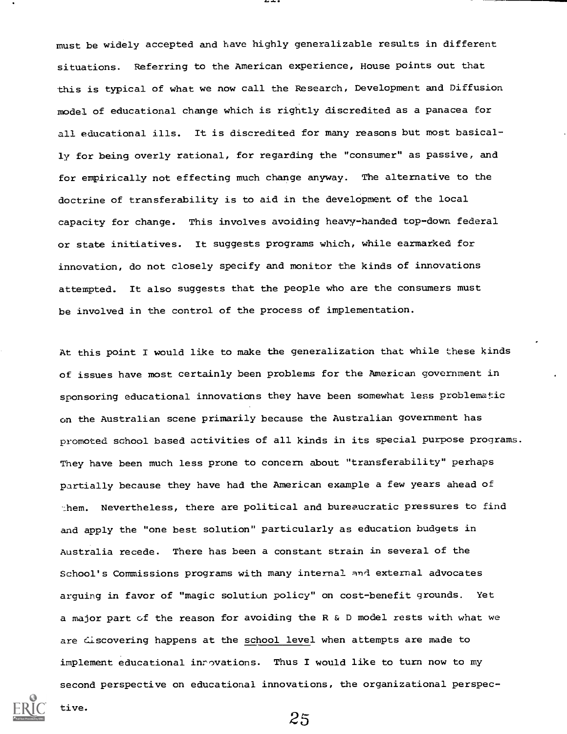must be widely accepted and have highly generalizable results in different situations. Referring to the American experience, House points out that this is typical of what we now call the Research, Development and Diffusion model of educational change which is rightly discredited as a panacea for all educational ills. It is discredited for many reasons but most basically for being overly rational, for regarding the "consumer" as passive, and for empirically not effecting much change anyway. The alternative to the doctrine of transferability is to aid in the development of the local capacity for change. This involves avoiding heavy-handed top-down federal or state initiatives. It suggests programs which, while earmarked for innovation, do not closely specify and monitor the kinds of innovations attempted. It also suggests that the people who are the consumers must be involved in the control of the process of implementation.

At this point I would like to make the generalization that while these kinds of issues have most certainly been problems for the American government in sponsoring educational innovations they have been somewhat less problematic on the Australian scene primarily because the Australian government has promoted school based activities of all kinds in its special purpose programs. They have been much less prone to concern about "transferability" perhaps partially because they have had the American example a few years ahead of them. Nevertheless, there are political and bureaucratic pressures to find and apply the "one best solution" particularly as education budgets in Australia recede. There has been a constant strain in several of the School's Commissions programs with many internal and external advocates arguing in favor of "magic solution policy" on cost-benefit grounds. Yet a major part of the reason for avoiding the R & D model rests with what we are discovering happens at the <u>school level</u> when attempts are made to implement educational innovations. Thus I would like to turn now to my second perspective on educational innovations, the organizational perspective.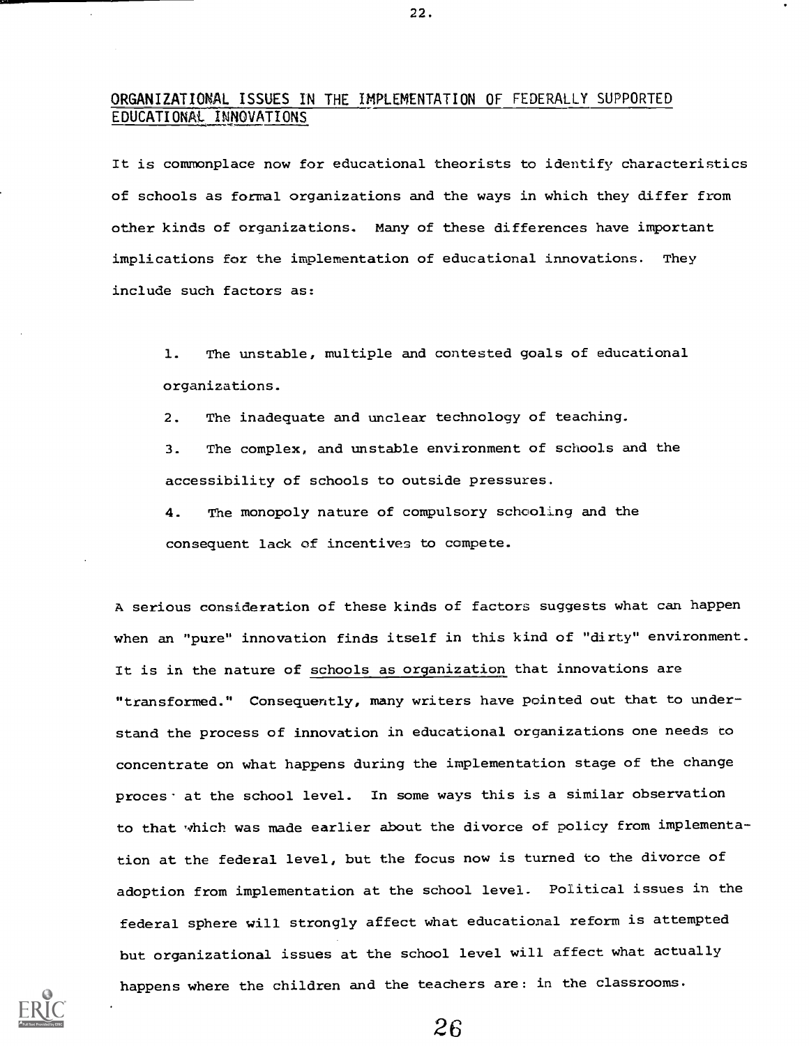## ORGANIZATIONAL ISSUES IN THE IMPLEMENTATION OF FEDERALLY SUPPORTED EDUCATIONAL INNOVATIONS

It is commonplace now for educational theorists to identify characteristics of schools as formal organizations and the ways in which they differ from other kinds of organizations. Many of these differences have important implications for the implementation of educational innovations. They include such factors as:

1. The unstable, multiple and contested goals of educational organizations.
2. The inadequate and unclear technology of teaching.
3. The complex, and unstable environment of schools and the accessibility of schools to outside pressures.
4. The monopoly nature of compulsory schooling and the consequent lack of incentives to compete.

A serious consideration of these kinds of factors suggests what can happen when an "pure" innovation finds itself in this kind of "dirty" environment. It is in the nature of schools as organization that innovations are "transformed." Consequently, many writers have pointed out that to understand the process of innovation in educational organizations one needs to concentrate on what happens during the implementation stage of the change proces· at the school level. In some ways this is a similar observation to that which was made earlier about the divorce of policy from implementation at the federal level, but the focus now is turned to the divorce of adoption from implementation at the school level. Political issues in the federal sphere will strongly affect what educational reform is attempted but organizational issues at the school level will affect what actually happens where the children and the teachers are: in the classrooms.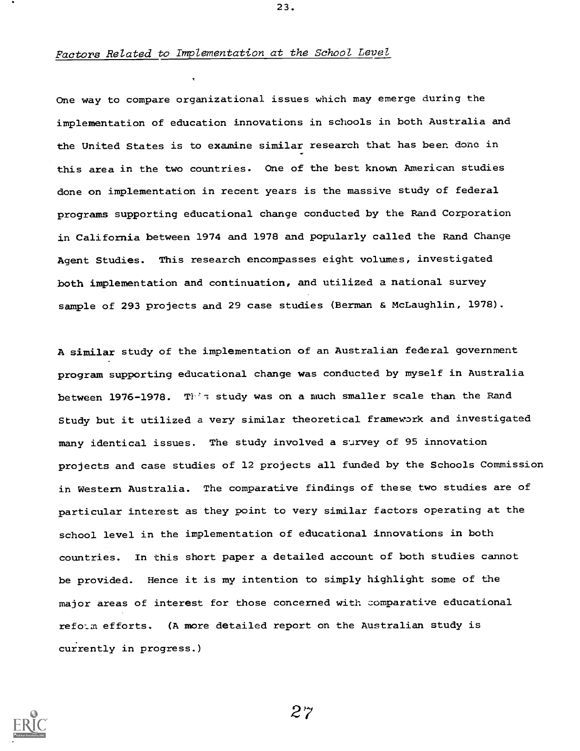*Factors Related to Implementation at the School Level*

One way to compare organizational issues which may emerge during the implementation of education innovations in schools in both Australia and the United States is to examine similar research that has been done in this area in the two countries. One of the best known American studies done on implementation in recent years is the massive study of federal programs supporting educational change conducted by the Rand Corporation in California between 1974 and 1978 and popularly called the Rand Change Agent Studies. This research encompasses eight volumes, investigated both implementation and continuation, and utilized a national survey sample of 293 projects and 29 case studies (Berman & McLaughlin, 1978).

A similar study of the implementation of an Australian federal government program supporting educational change was conducted by myself in Australia between 1976-1978. This study was on a much smaller scale than the Rand Study but it utilized a very similar theoretical framework and investigated many identical issues. The study involved a survey of 95 innovation projects and case studies of 12 projects all funded by the Schools Commission in Western Australia. The comparative findings of these two studies are of particular interest as they point to very similar factors operating at the school level in the implementation of educational innovations in both countries. In this short paper a detailed account of both studies cannot be provided. Hence it is my intention to simply highlight some of the major areas of interest for those concerned with comparative educational reform efforts. (A more detailed report on the Australian study is currently in progress.)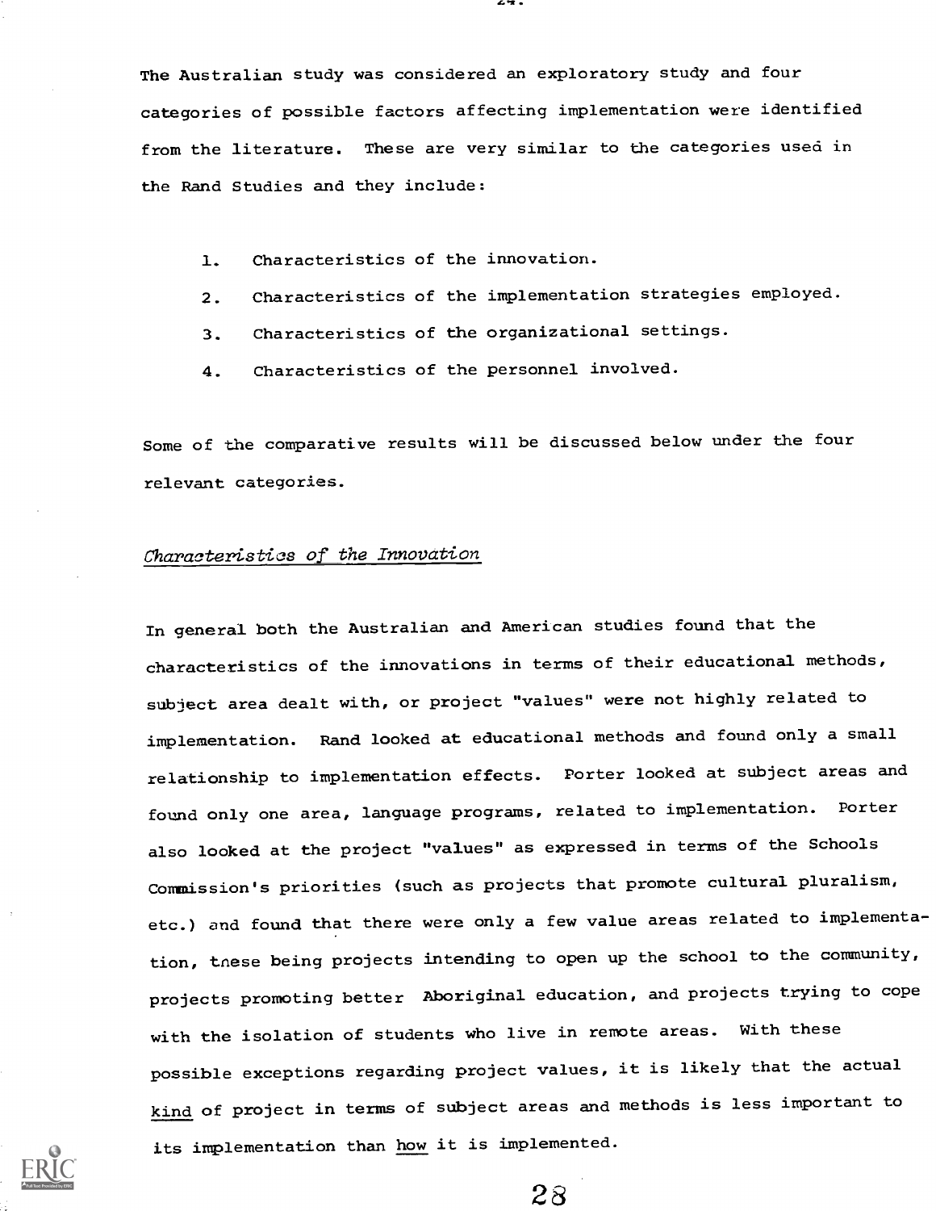The Australian study was considered an exploratory study and four categories of possible factors affecting implementation were identified from the literature. These are very similar to the categories used in the Rand Studies and they include:

1. Characteristics of the innovation.
2. Characteristics of the implementation strategies employed.
3. Characteristics of the organizational settings.
4. Characteristics of the personnel involved.

Some of the comparative results will be discussed below under the four relevant categories.

### *Characteristics of the Innovation*

In general both the Australian and American studies found that the characteristics of the innovations in terms of their educational methods, subject area dealt with, or project "values" were not highly related to implementation. Rand looked at educational methods and found only a small relationship to implementation effects. Porter looked at subject areas and found only one area, language programs, related to implementation. Porter also looked at the project "values" as expressed in terms of the Schools Commission's priorities (such as projects that promote cultural pluralism, etc.) and found that there were only a few value areas related to implementation, these being projects intending to open up the school to the community, projects promoting better Aboriginal education, and projects trying to cope with the isolation of students who live in remote areas. With these possible exceptions regarding project values, it is likely that the actual kind of project in terms of subject areas and methods is less important to its implementation than how it is implemented.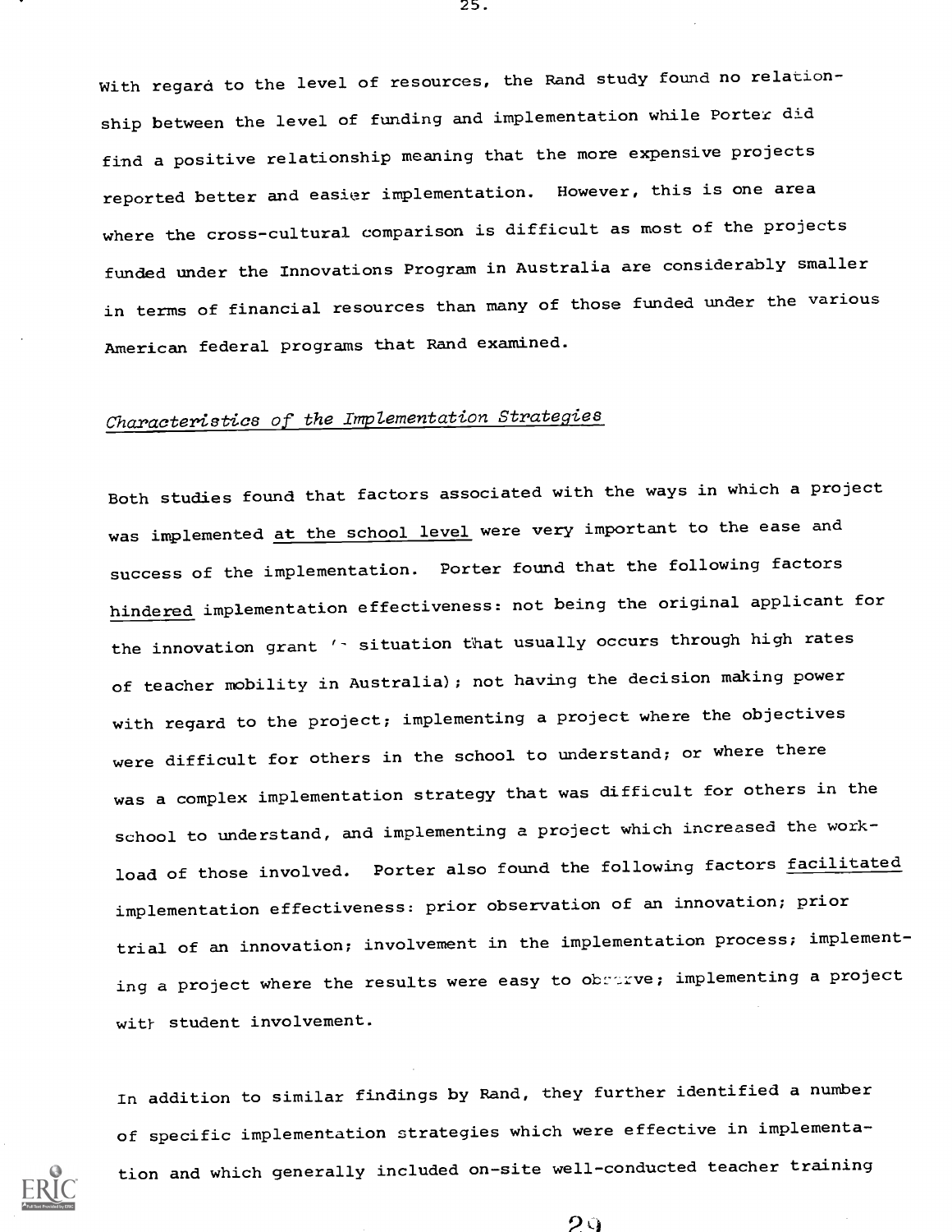With regard to the level of resources, the Rand study found no relationship between the level of funding and implementation while Porter did find a positive relationship meaning that the more expensive projects reported better and easier implementation. However, this is one area where the cross-cultural comparison is difficult as most of the projects funded under the Innovations Program in Australia are considerably smaller in terms of financial resources than many of those funded under the various American federal programs that Rand examined.

*Characteristics of the Implementation Strategies*

Both studies found that factors associated with the ways in which a project was implemented at the school level were very important to the ease and success of the implementation. Porter found that the following factors hindered implementation effectiveness: not being the original applicant for the innovation grant (- situation that usually occurs through high rates of teacher mobility in Australia); not having the decision making power with regard to the project; implementing a project where the objectives were difficult for others in the school to understand; or where there was a complex implementation strategy that was difficult for others in the school to understand, and implementing a project which increased the workload of those involved. Porter also found the following factors facilitated implementation effectiveness: prior observation of an innovation; prior trial of an innovation; involvement in the implementation process; implementing a project where the results were easy to observe; implementing a project with student involvement.

In addition to similar findings by Rand, they further identified a number of specific implementation strategies which were effective in implementation and which generally included on-site well-conducted teacher training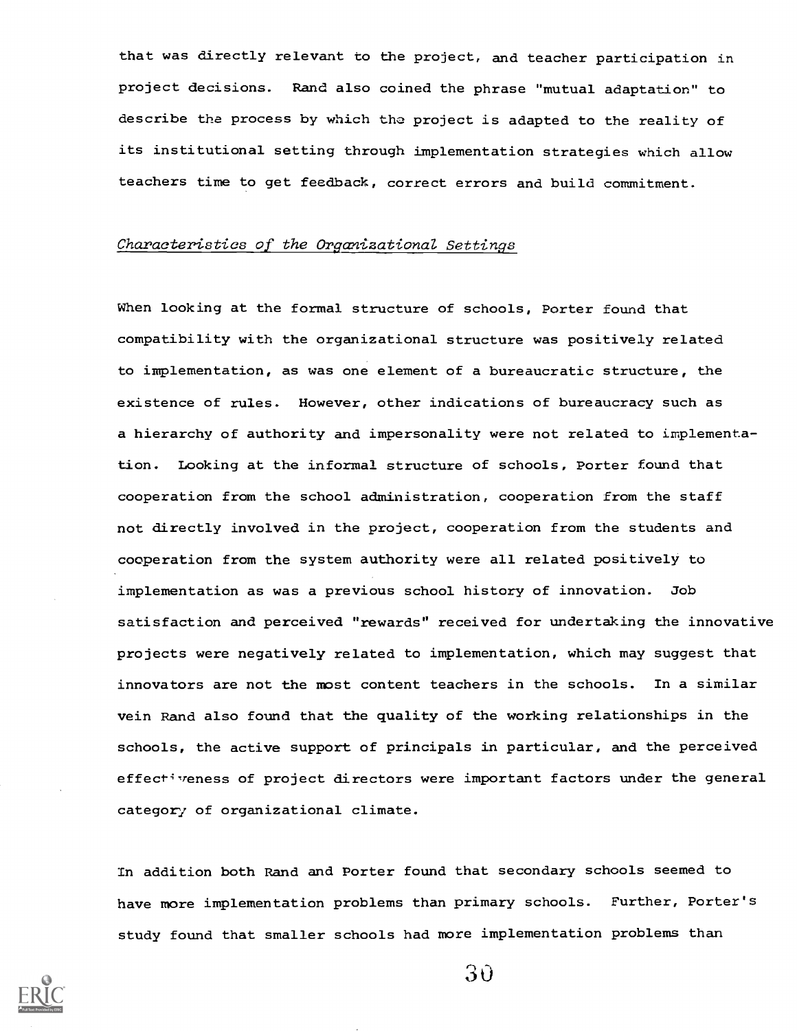that was directly relevant to the project, and teacher participation in project decisions. Rand also coined the phrase "mutual adaptation" to describe the process by which the project is adapted to the reality of its institutional setting through implementation strategies which allow teachers time to get feedback, correct errors and build commitment.

*Characteristics of the Organizational Settings*

When looking at the formal structure of schools, Porter found that compatibility with the organizational structure was positively related to implementation, as was one element of a bureaucratic structure, the existence of rules. However, other indications of bureaucracy such as a hierarchy of authority and impersonality were not related to implementation. Looking at the informal structure of schools, Porter found that cooperation from the school administration, cooperation from the staff not directly involved in the project, cooperation from the students and cooperation from the system authority were all related positively to implementation as was a previous school history of innovation. Job satisfaction and perceived "rewards" received for undertaking the innovative projects were negatively related to implementation, which may suggest that innovators are not the most content teachers in the schools. In a similar vein Rand also found that the quality of the working relationships in the schools, the active support of principals in particular, and the perceived effectiveness of project directors were important factors under the general category of organizational climate.

In addition both Rand and Porter found that secondary schools seemed to have more implementation problems than primary schools. Further, Porter's study found that smaller schools had more implementation problems than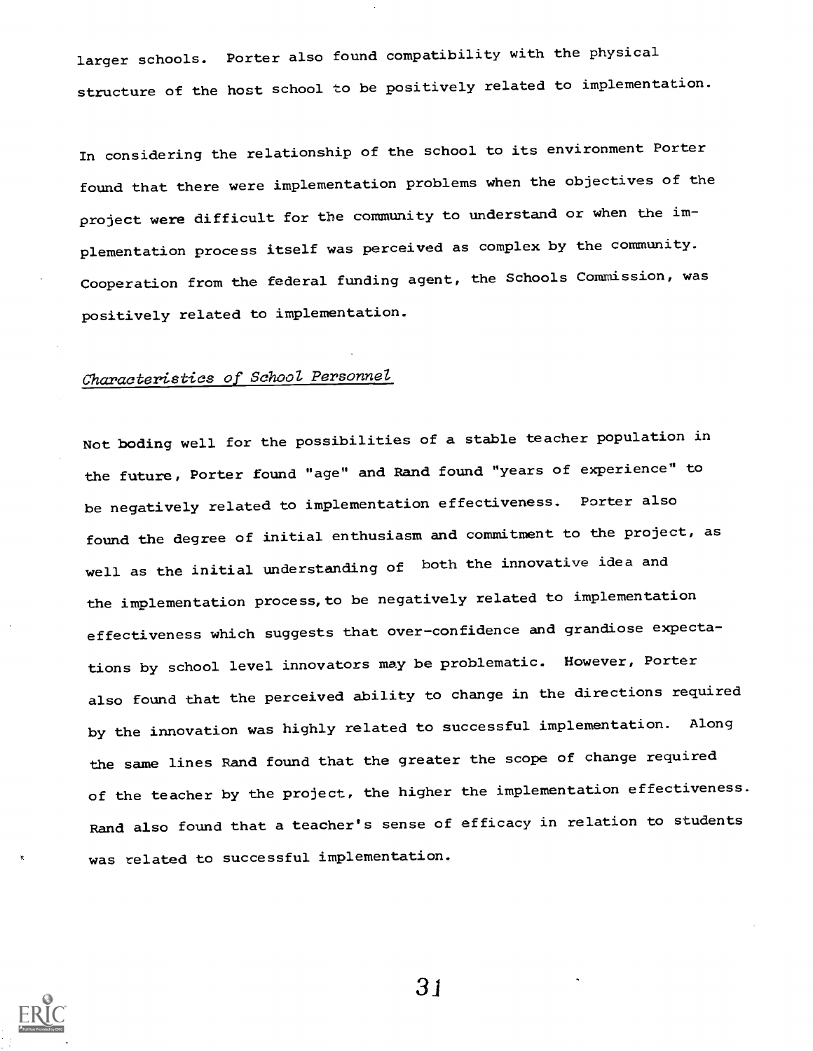larger schools. Porter also found compatibility with the physical structure of the host school to be positively related to implementation.

In considering the relationship of the school to its environment Porter found that there were implementation problems when the objectives of the project were difficult for the community to understand or when the implementation process itself was perceived as complex by the community. Cooperation from the federal funding agent, the Schools Commission, was positively related to implementation.

*Characteristics of School Personnel*

Not boding well for the possibilities of a stable teacher population in the future, Porter found "age" and Rand found "years of experience" to be negatively related to implementation effectiveness. Porter also found the degree of initial enthusiasm and commitment to the project, as well as the initial understanding of both the innovative idea and the implementation process, to be negatively related to implementation effectiveness which suggests that over-confidence and grandiose expectations by school level innovators may be problematic. However, Porter also found that the perceived ability to change in the directions required by the innovation was highly related to successful implementation. Along the same lines Rand found that the greater the scope of change required of the teacher by the project, the higher the implementation effectiveness. Rand also found that a teacher's sense of efficacy in relation to students was related to successful implementation.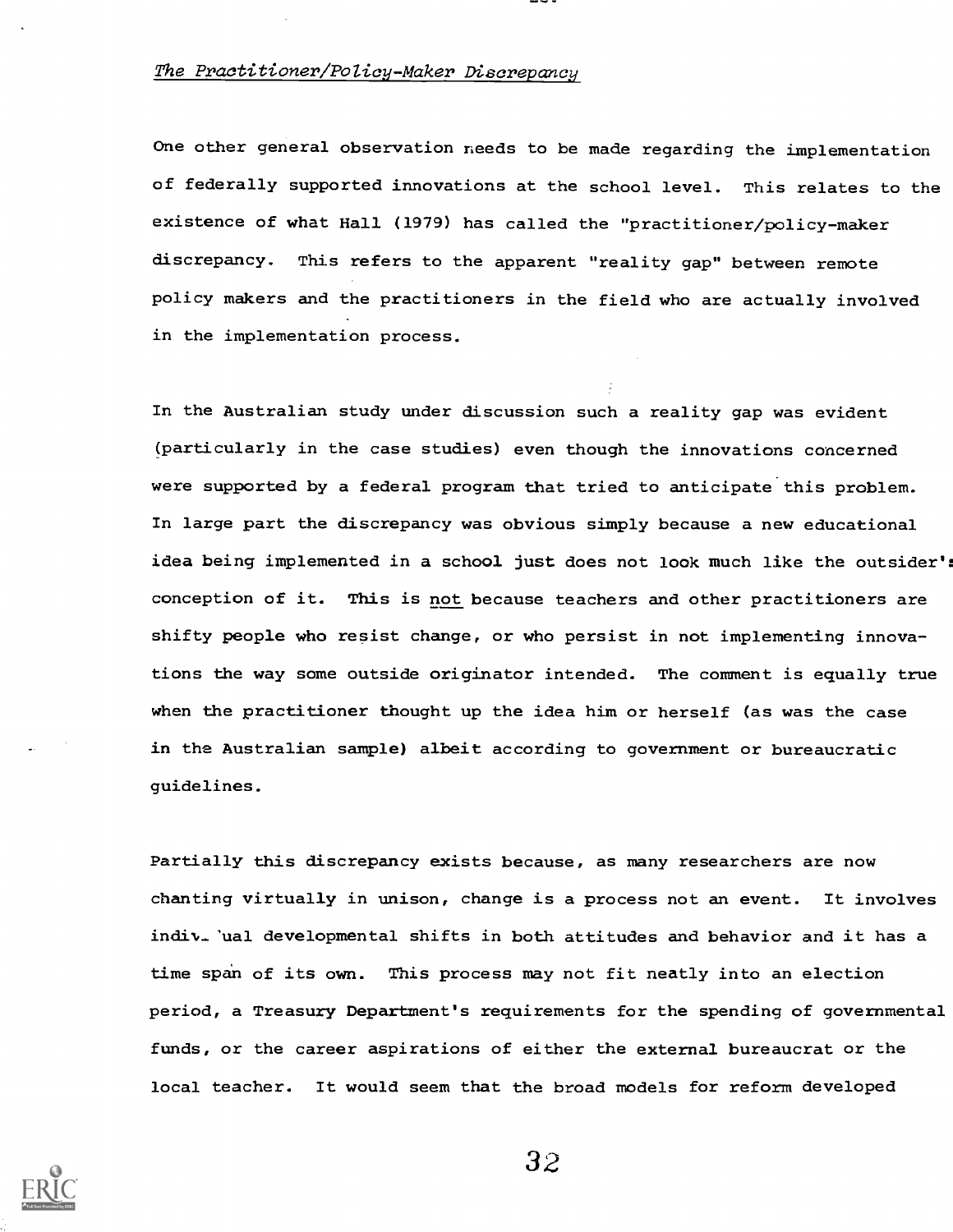*The Practitioner/Policy-Maker Discrepancy*

One other general observation needs to be made regarding the implementation of federally supported innovations at the school level. This relates to the existence of what Hall (1979) has called the "practitioner/policy-maker discrepancy. This refers to the apparent "reality gap" between remote policy makers and the practitioners in the field who are actually involved in the implementation process.

In the Australian study under discussion such a reality gap was evident (particularly in the case studies) even though the innovations concerned were supported by a federal program that tried to anticipate this problem. In large part the discrepancy was obvious simply because a new educational idea being implemented in a school just does not look much like the outsider's conception of it. This is not because teachers and other practitioners are shifty people who resist change, or who persist in not implementing innovations the way some outside originator intended. The comment is equally true when the practitioner thought up the idea him or herself (as was the case in the Australian sample) albeit according to government or bureaucratic guidelines.

Partially this discrepancy exists because, as many researchers are now chanting virtually in unison, change is a process not an event. It involves individual developmental shifts in both attitudes and behavior and it has a time span of its own. This process may not fit neatly into an election period, a Treasury Department's requirements for the spending of governmental funds, or the career aspirations of either the external bureaucrat or the local teacher. It would seem that the broad models for reform developed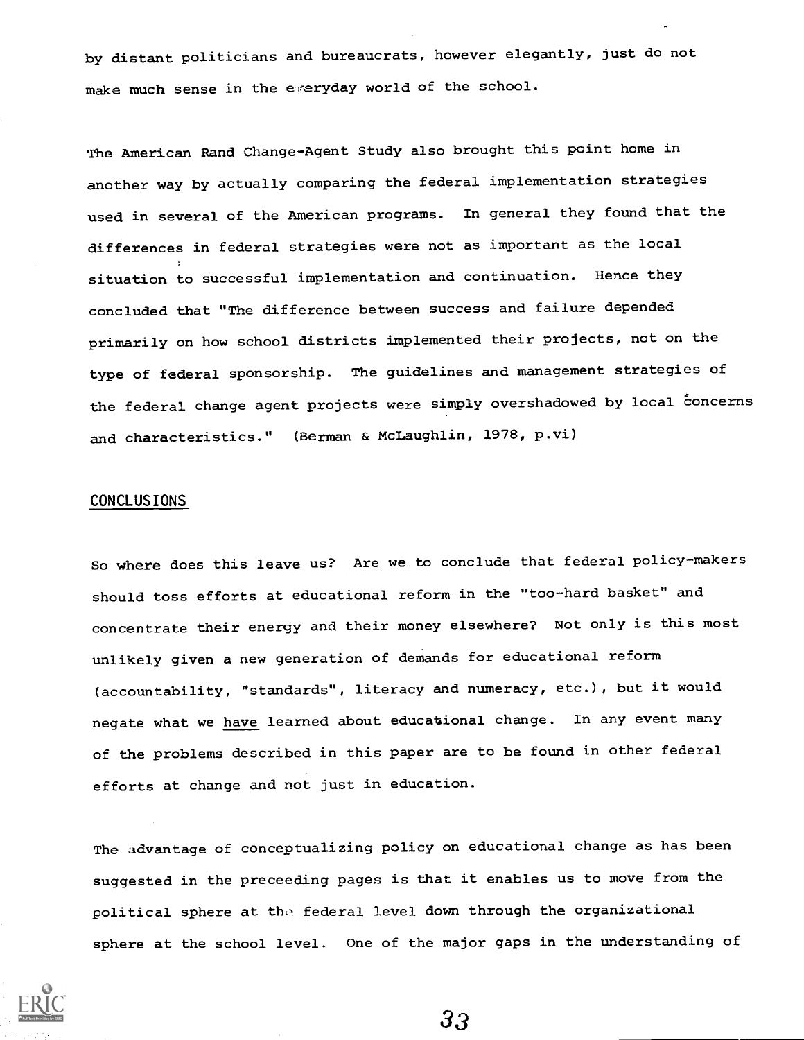by distant politicians and bureaucrats, however elegantly, just do not make much sense in the everyday world of the school.

The American Rand Change-Agent Study also brought this point home in another way by actually comparing the federal implementation strategies used in several of the American programs. In general they found that the differences in federal strategies were not as important as the local situation to successful implementation and continuation. Hence they concluded that "The difference between success and failure depended primarily on how school districts implemented their projects, not on the type of federal sponsorship. The guidelines and management strategies of the federal change agent projects were simply overshadowed by local concerns and characteristics." (Berman & McLaughlin, 1978, p.vi)

## CONCLUSIONS

So where does this leave us? Are we to conclude that federal policy-makers should toss efforts at educational reform in the "too-hard basket" and concentrate their energy and their money elsewhere? Not only is this most unlikely given a new generation of demands for educational reform (accountability, "standards", literacy and numeracy, etc.), but it would negate what we have learned about educational change. In any event many of the problems described in this paper are to be found in other federal efforts at change and not just in education.

The advantage of conceptualizing policy on educational change as has been suggested in the preceeding pages is that it enables us to move from the political sphere at the federal level down through the organizational sphere at the school level. One of the major gaps in the understanding of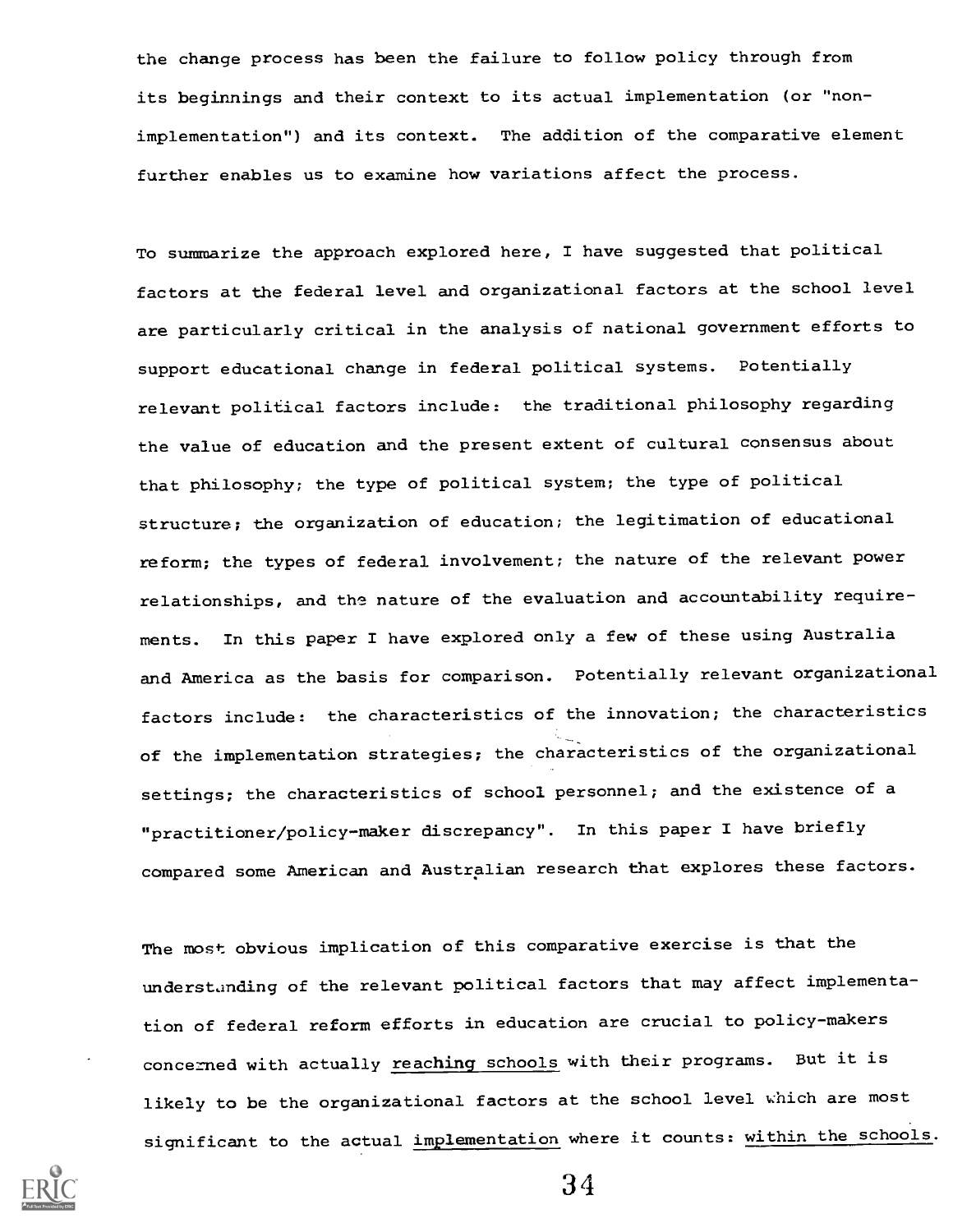the change process has been the failure to follow policy through from its beginnings and their context to its actual implementation (or "non-implementation") and its context. The addition of the comparative element further enables us to examine how variations affect the process.

To summarize the approach explored here, I have suggested that political factors at the federal level and organizational factors at the school level are particularly critical in the analysis of national government efforts to support educational change in federal political systems. Potentially relevant political factors include: the traditional philosophy regarding the value of education and the present extent of cultural consensus about that philosophy; the type of political system; the type of political structure; the organization of education; the legitimation of educational reform; the types of federal involvement; the nature of the relevant power relationships, and the nature of the evaluation and accountability requirements. In this paper I have explored only a few of these using Australia and America as the basis for comparison. Potentially relevant organizational factors include: the characteristics of the innovation; the characteristics of the implementation strategies; the characteristics of the organizational settings; the characteristics of school personnel; and the existence of a "practitioner/policy-maker discrepancy". In this paper I have briefly compared some American and Australian research that explores these factors.

The most obvious implication of this comparative exercise is that the understanding of the relevant political factors that may affect implementation of federal reform efforts in education are crucial to policy-makers concerned with actually reaching schools with their programs. But it is likely to be the organizational factors at the school level which are most significant to the actual implementation where it counts: within the schools.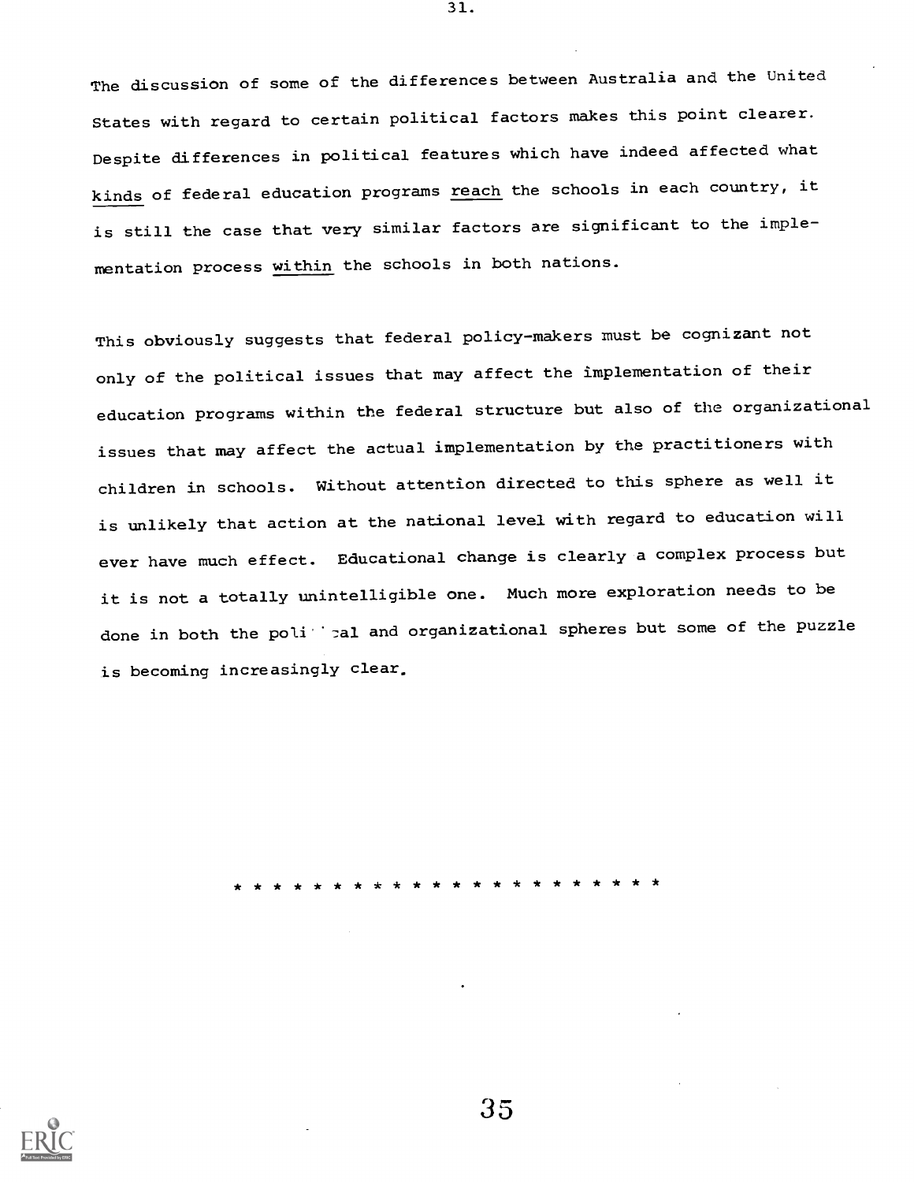The discussion of some of the differences between Australia and the United States with regard to certain political factors makes this point clearer. Despite differences in political features which have indeed affected what *kinds* of federal education programs *reach* the schools in each country, it is still the case that very similar factors are significant to the implementation process *within* the schools in both nations.

This obviously suggests that federal policy-makers must be cognizant not only of the political issues that may affect the implementation of their education programs within the federal structure but also of the organizational issues that may affect the actual implementation by the practitioners with children in schools. Without attention directed to this sphere as well it is unlikely that action at the national level with regard to education will ever have much effect. Educational change is clearly a complex process but it is not a totally unintelligible one. Much more exploration needs to be done in both the political and organizational spheres but some of the puzzle is becoming increasingly clear.

* * * * * * * * * * * * * * * * * * * * * * *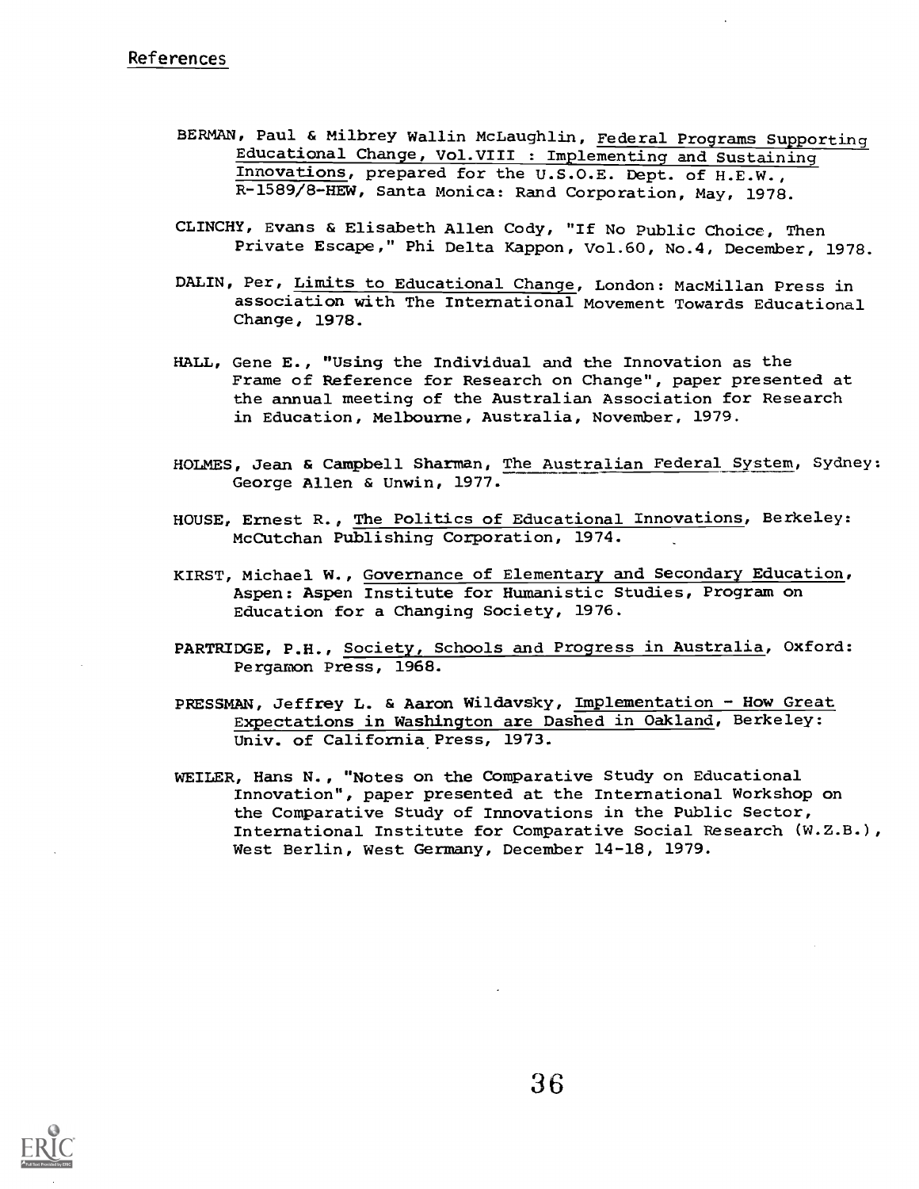## References

BERMAN, Paul & Milbrey Wallin McLaughlin, Federal Programs Supporting Educational Change, Vol.VIII : Implementing and Sustaining Innovations, prepared for the U.S.O.E. Dept. of H.E.W., R-1589/8-HEW, Santa Monica: Rand Corporation, May, 1978.

CLINCHY, Evans & Elisabeth Allen Cody, "If No Public Choice, Then Private Escape," Phi Delta Kappon, Vol.60, No.4, December, 1978.

DALIN, Per, Limits to Educational Change, London: MacMillan Press in association with The International Movement Towards Educational Change, 1978.

HALL, Gene E., "Using the Individual and the Innovation as the Frame of Reference for Research on Change", paper presented at the annual meeting of the Australian Association for Research in Education, Melbourne, Australia, November, 1979.

HOLMES, Jean & Campbell Sharman, The Australian Federal System, Sydney: George Allen & Unwin, 1977.

HOUSE, Ernest R., The Politics of Educational Innovations, Berkeley: McCutchan Publishing Corporation, 1974.

KIRST, Michael W., Governance of Elementary and Secondary Education, Aspen: Aspen Institute for Humanistic Studies, Program on Education for a Changing Society, 1976.

PARTRIDGE, P.H., Society, Schools and Progress in Australia, Oxford: Pergamon Press, 1968.

PRESSMAN, Jeffrey L. & Aaron Wildavsky, Implementation - How Great Expectations in Washington are Dashed in Oakland, Berkeley: Univ. of California Press, 1973.

WEILER, Hans N., "Notes on the Comparative Study on Educational Innovation", paper presented at the International Workshop on the Comparative Study of Innovations in the Public Sector, International Institute for Comparative Social Research (W.Z.B.), West Berlin, West Germany, December 14-18, 1979.